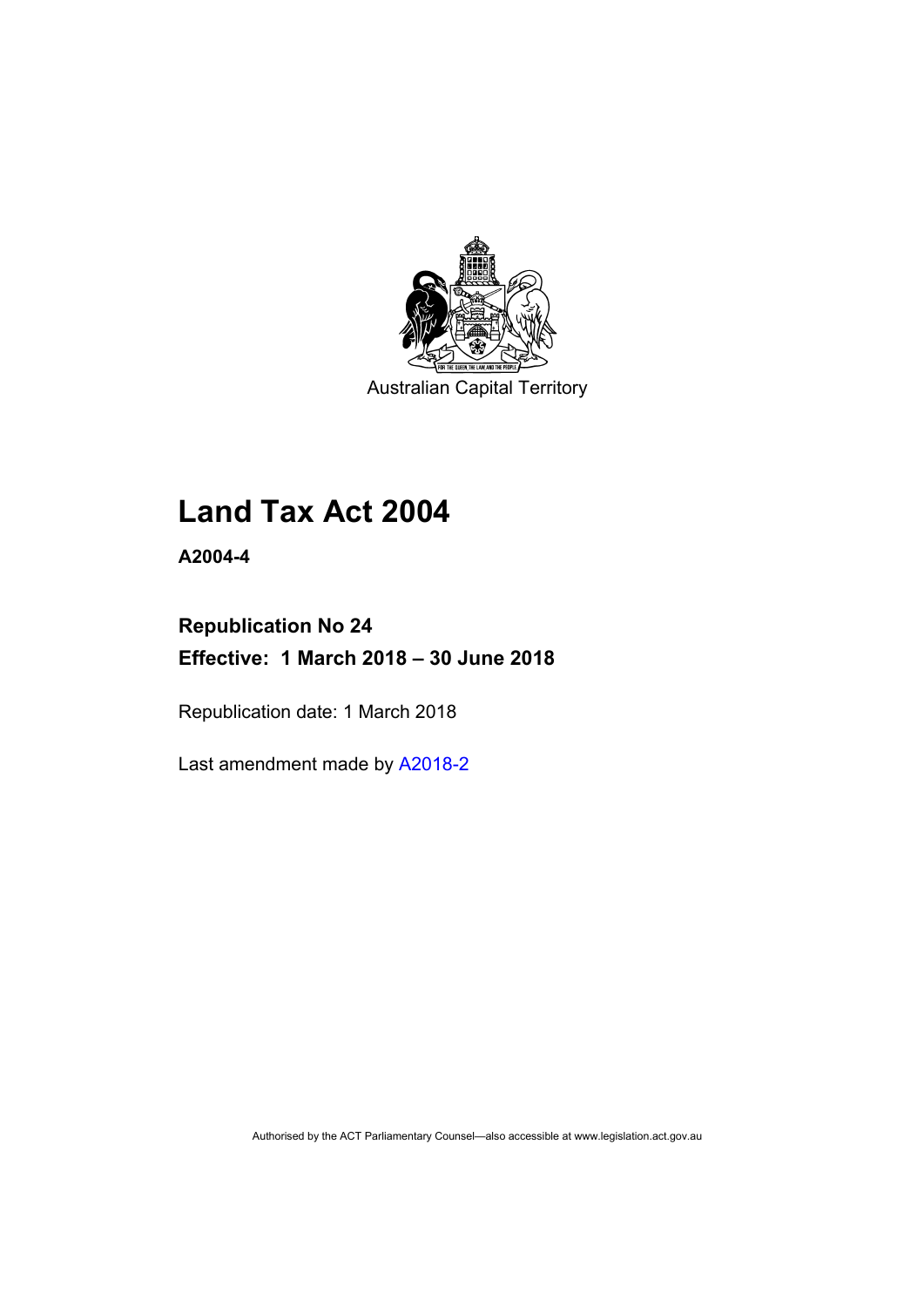Australian Capital Territory

# Land Tax Act 2004

**A2004-4**

## Republication No 24

**Effective: 1 March 2018 – 30 June 2018**

Republication date: 1 March 2018

Last amendment made by A2018-2

Authorised by the ACT Parliamentary Counsel—also accessible at www.legislation.act.gov.au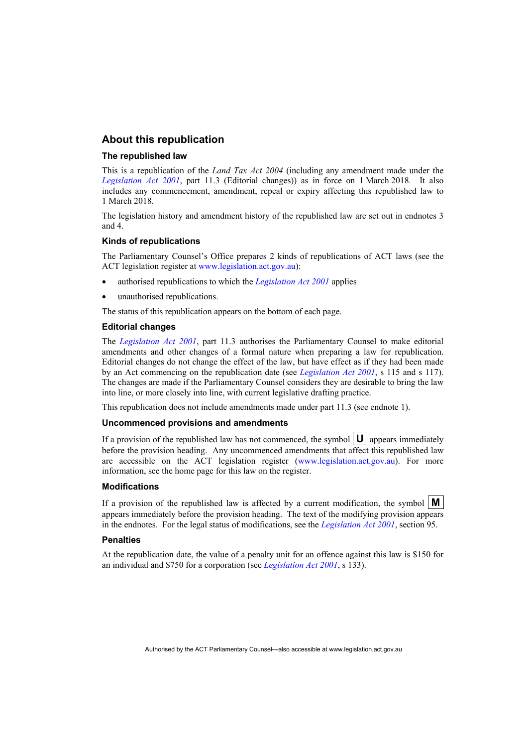## About this republication

### The republished law

This is a republication of the *Land Tax Act 2004* (including any amendment made under the *Legislation Act 2001*, part 11.3 (Editorial changes)) as in force on 1 March 2018*.* It also includes any commencement, amendment, repeal or expiry affecting this republished law to 1 March 2018.

The legislation history and amendment history of the republished law are set out in endnotes 3 and 4.

### Kinds of republications

The Parliamentary Counsel's Office prepares 2 kinds of republications of ACT laws (see the ACT legislation register at www.legislation.act.gov.au):

- authorised republications to which the *Legislation Act 2001* applies
- unauthorised republications.

The status of this republication appears on the bottom of each page.

### Editorial changes

The *Legislation Act 2001*, part 11.3 authorises the Parliamentary Counsel to make editorial amendments and other changes of a formal nature when preparing a law for republication. Editorial changes do not change the effect of the law, but have effect as if they had been made by an Act commencing on the republication date (see *Legislation Act 2001*, s 115 and s 117). The changes are made if the Parliamentary Counsel considers they are desirable to bring the law into line, or more closely into line, with current legislative drafting practice.

This republication does not include amendments made under part 11.3 (see endnote 1).

### Uncommenced provisions and amendments

If a provision of the republished law has not commenced, the symbol **U** appears immediately before the provision heading. Any uncommenced amendments that affect this republished law are accessible on the ACT legislation register (www.legislation.act.gov.au). For more information, see the home page for this law on the register.

### Modifications

If a provision of the republished law is affected by a current modification, the symbol **M** appears immediately before the provision heading. The text of the modifying provision appears in the endnotes. For the legal status of modifications, see the *Legislation Act 2001*, section 95.

### Penalties

At the republication date, the value of a penalty unit for an offence against this law is $150 for an individual and $750 for a corporation (see *Legislation Act 2001*, s 133).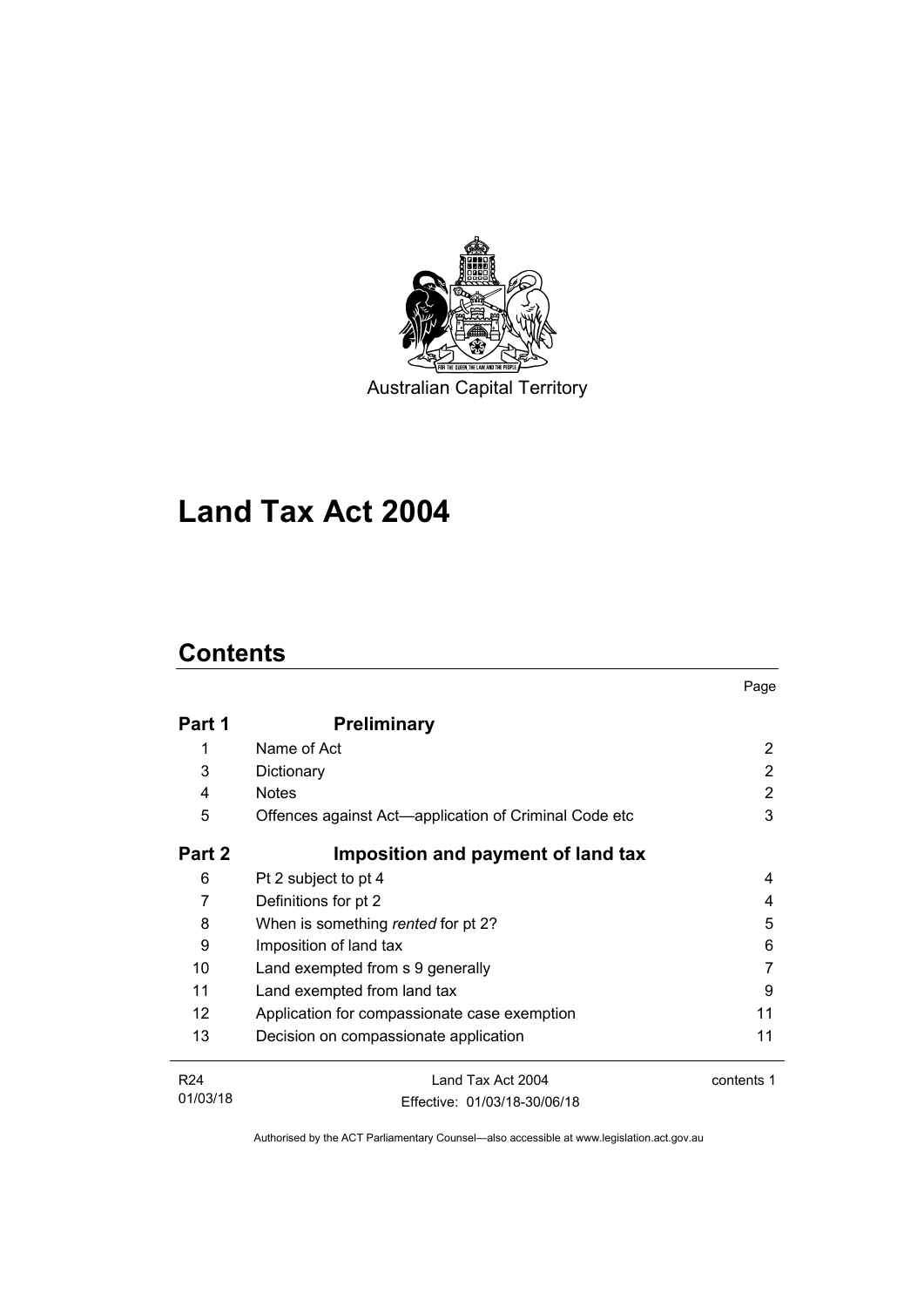Australian Capital Territory

# Land Tax Act 2004

## Contents

| | | Page |
|---|---|---|
| **Part 1** | **Preliminary** | |
| 1 | Name of Act | 2 |
| 3 | Dictionary | 2 |
| 4 | Notes | 2 |
| 5 | Offences against Act—application of Criminal Code etc | 3 |
| **Part 2** | **Imposition and payment of land tax** | |
| 6 | Pt 2 subject to pt 4 | 4 |
| 7 | Definitions for pt 2 | 4 |
| 8 | When is something *rented* for pt 2? | 5 |
| 9 | Imposition of land tax | 6 |
| 10 | Land exempted from s 9 generally | 7 |
| 11 | Land exempted from land tax | 9 |
| 12 | Application for compassionate case exemption | 11 |
| 13 | Decision on compassionate application | 11 |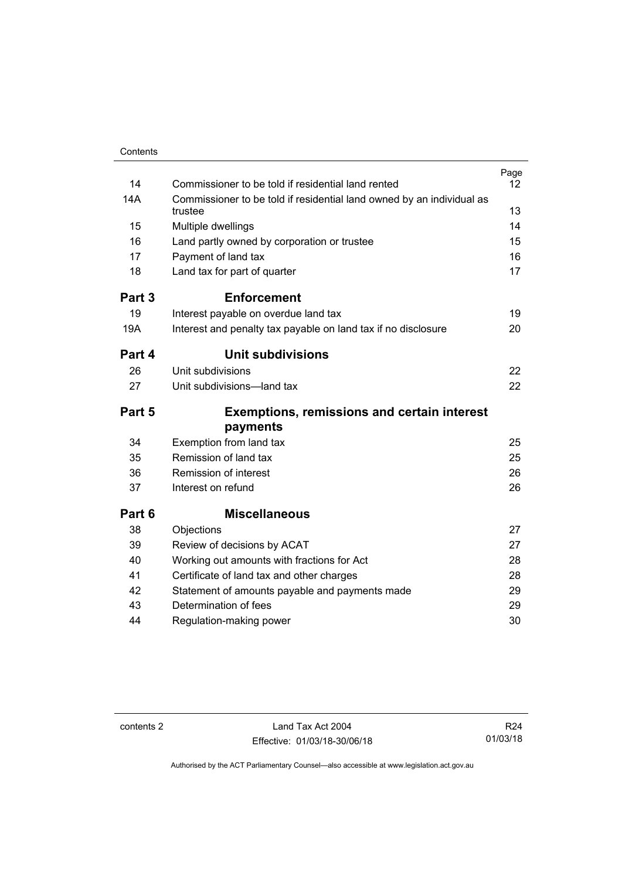| | | Page |
|---|---|---|
| 14 | Commissioner to be told if residential land rented | 12 |
| 14A | Commissioner to be told if residential land owned by an individual as trustee | 13 |
| 15 | Multiple dwellings | 14 |
| 16 | Land partly owned by corporation or trustee | 15 |
| 17 | Payment of land tax | 16 |
| 18 | Land tax for part of quarter | 17 |
| **Part 3** | **Enforcement** | |
| 19 | Interest payable on overdue land tax | 19 |
| 19A | Interest and penalty tax payable on land tax if no disclosure | 20 |
| **Part 4** | **Unit subdivisions** | |
| 26 | Unit subdivisions | 22 |
| 27 | Unit subdivisions—land tax | 22 |
| **Part 5** | **Exemptions, remissions and certain interest payments** | |
| 34 | Exemption from land tax | 25 |
| 35 | Remission of land tax | 25 |
| 36 | Remission of interest | 26 |
| 37 | Interest on refund | 26 |
| **Part 6** | **Miscellaneous** | |
| 38 | Objections | 27 |
| 39 | Review of decisions by ACAT | 27 |
| 40 | Working out amounts with fractions for Act | 28 |
| 41 | Certificate of land tax and other charges | 28 |
| 42 | Statement of amounts payable and payments made | 29 |
| 43 | Determination of fees | 29 |
| 44 | Regulation-making power | 30 |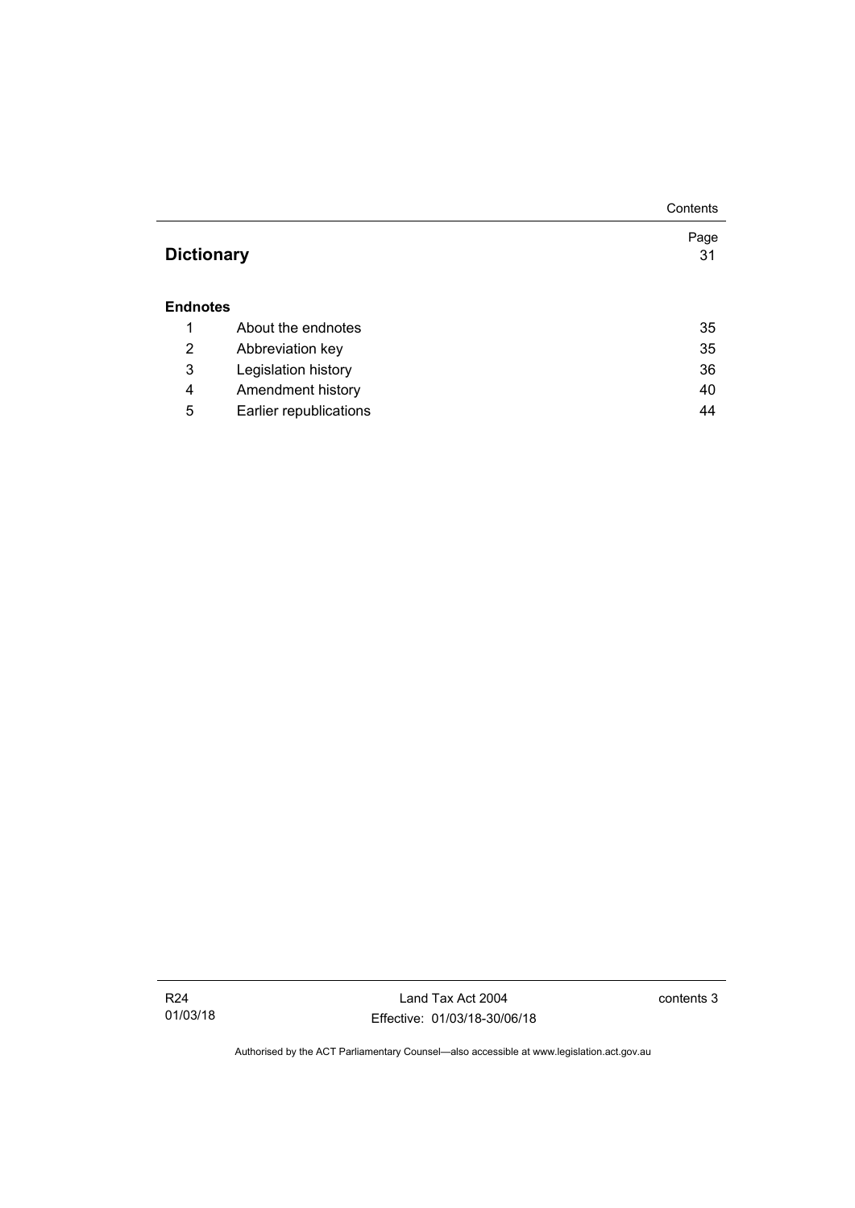| | | Page |
|---|---|---|
| **Dictionary** | | 31 |
| **Endnotes** | | |
| 1 | About the endnotes | 35 |
| 2 | Abbreviation key | 35 |
| 3 | Legislation history | 36 |
| 4 | Amendment history | 40 |
| 5 | Earlier republications | 44 |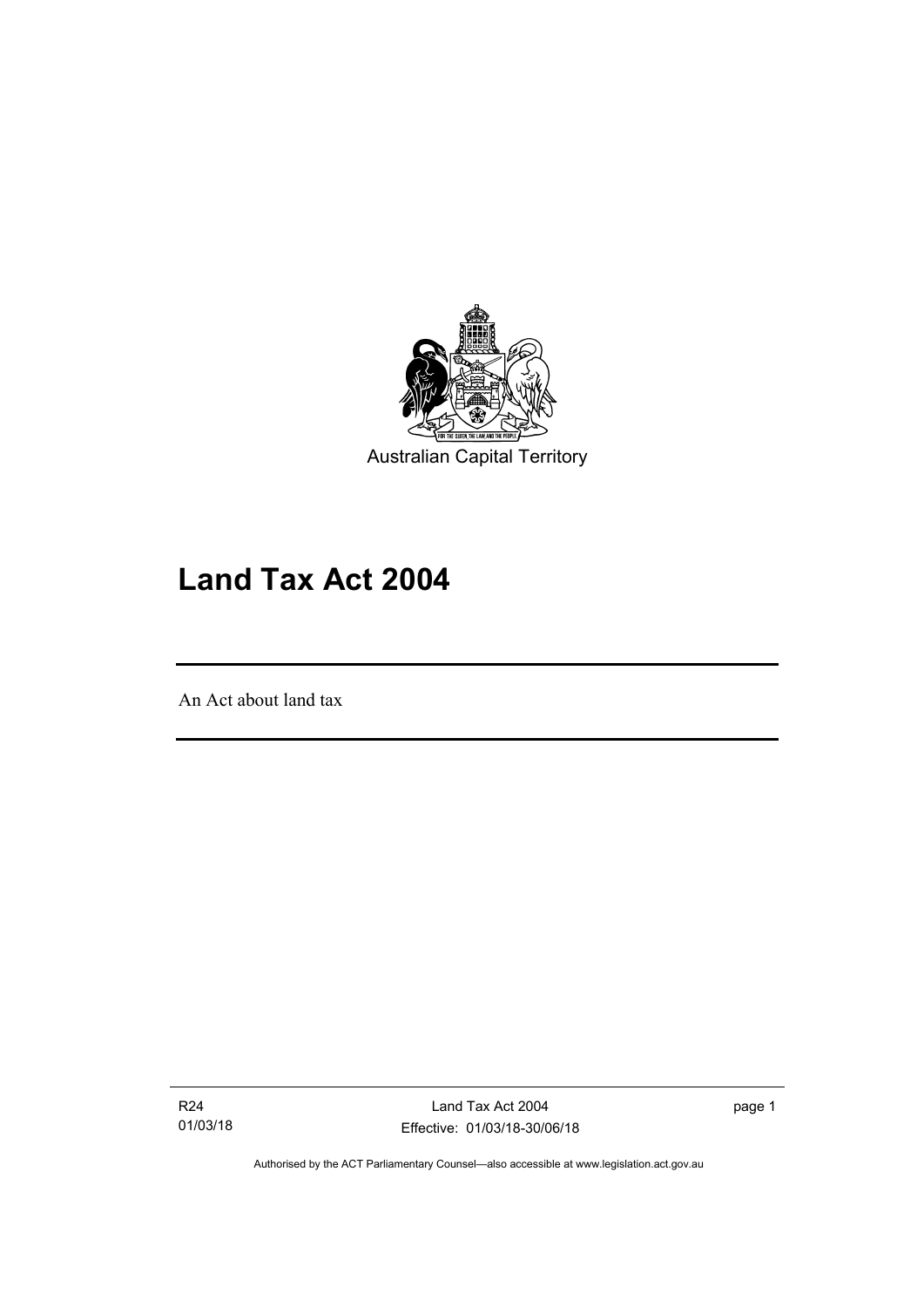Australian Capital Territory

# Land Tax Act 2004

An Act about land tax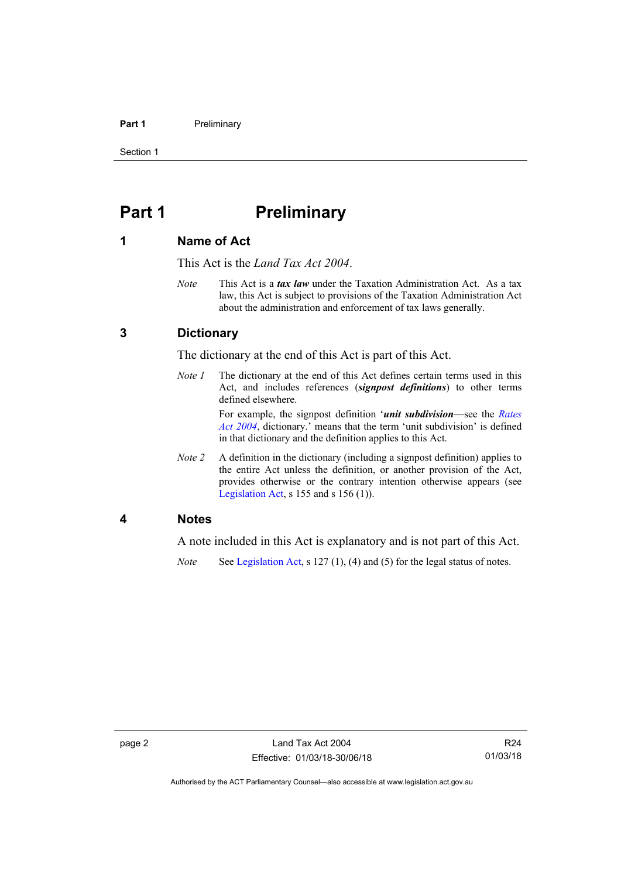# Part 1 Preliminary

## 1 Name of Act

This Act is the *Land Tax Act 2004*.

*Note* This Act is a ***tax law*** under the Taxation Administration Act. As a tax law, this Act is subject to provisions of the Taxation Administration Act about the administration and enforcement of tax laws generally.

## 3 Dictionary

The dictionary at the end of this Act is part of this Act.

*Note 1* The dictionary at the end of this Act defines certain terms used in this Act, and includes references (***signpost definitions***) to other terms defined elsewhere.

For example, the signpost definition '***unit subdivision***—see the *Rates Act 2004*, dictionary.' means that the term 'unit subdivision' is defined in that dictionary and the definition applies to this Act.

*Note 2* A definition in the dictionary (including a signpost definition) applies to the entire Act unless the definition, or another provision of the Act, provides otherwise or the contrary intention otherwise appears (see Legislation Act, s 155 and s 156 (1)).

## 4 Notes

A note included in this Act is explanatory and is not part of this Act.

*Note* See Legislation Act, s 127 (1), (4) and (5) for the legal status of notes.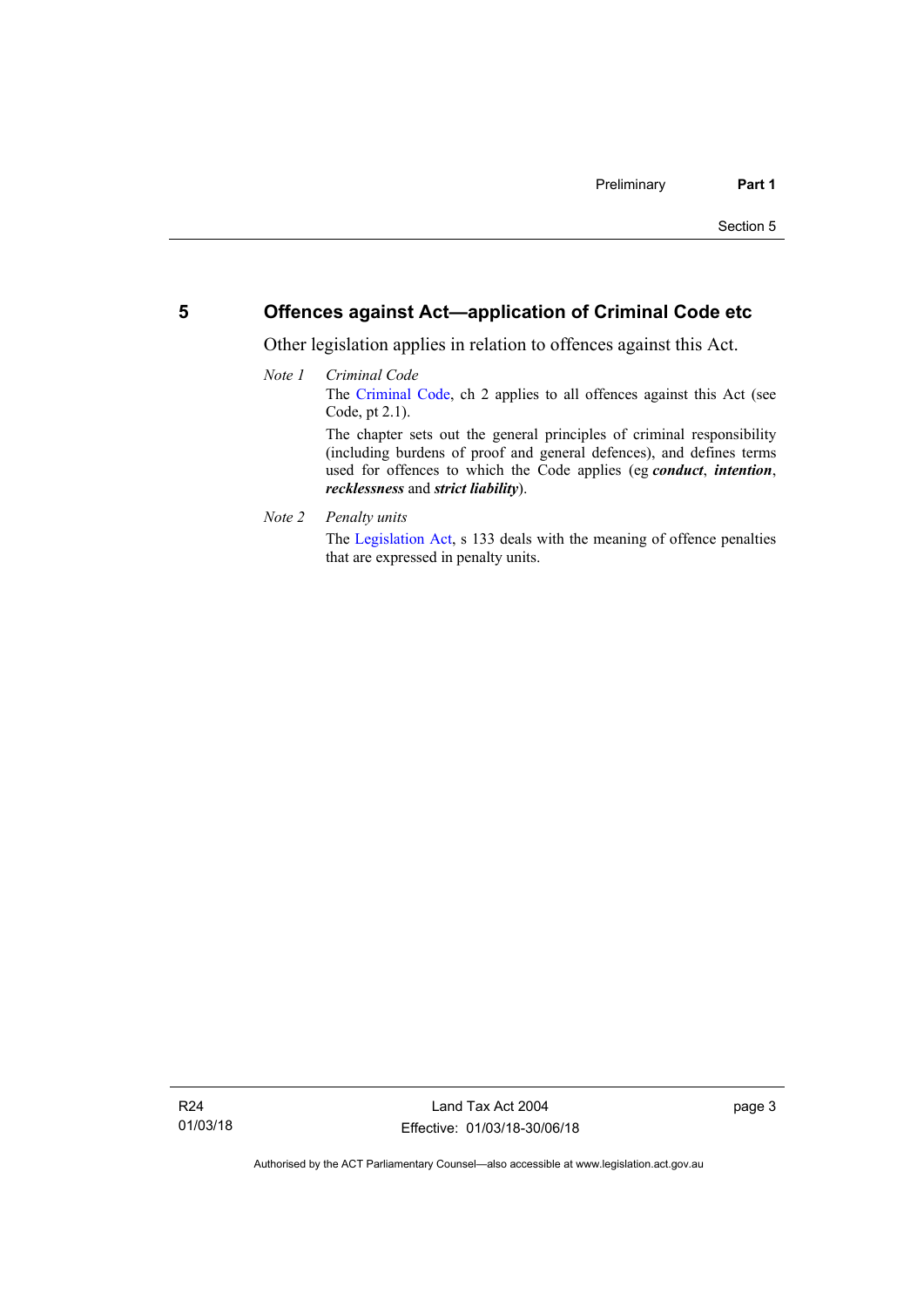## 5 Offences against Act—application of Criminal Code etc

Other legislation applies in relation to offences against this Act.

*Note 1* *Criminal Code*

The Criminal Code, ch 2 applies to all offences against this Act (see Code, pt 2.1).

The chapter sets out the general principles of criminal responsibility (including burdens of proof and general defences), and defines terms used for offences to which the Code applies (eg ***conduct***, ***intention***, ***recklessness*** and ***strict liability***).

*Note 2* *Penalty units*

The Legislation Act, s 133 deals with the meaning of offence penalties that are expressed in penalty units.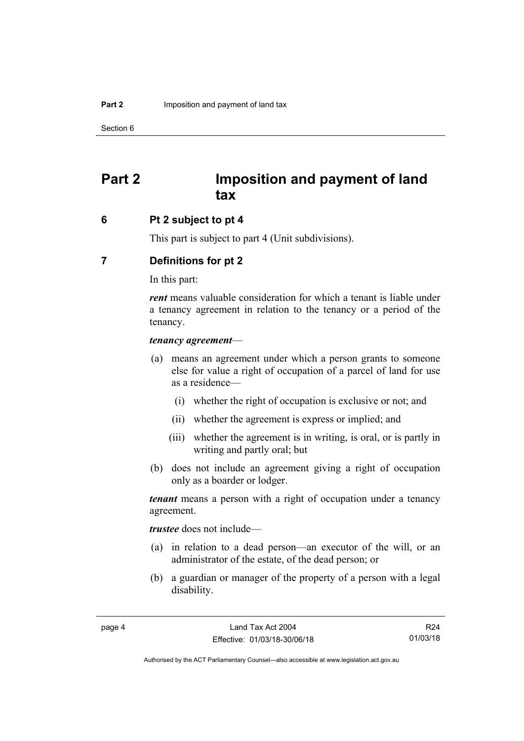# Part 2 Imposition and payment of land tax

## 6 Pt 2 subject to pt 4

This part is subject to part 4 (Unit subdivisions).

## 7 Definitions for pt 2

In this part:

***rent*** means valuable consideration for which a tenant is liable under a tenancy agreement in relation to the tenancy or a period of the tenancy.

***tenancy agreement***—

(a) means an agreement under which a person grants to someone else for value a right of occupation of a parcel of land for use as a residence—

(i) whether the right of occupation is exclusive or not; and

(ii) whether the agreement is express or implied; and

(iii) whether the agreement is in writing, is oral, or is partly in writing and partly oral; but

(b) does not include an agreement giving a right of occupation only as a boarder or lodger.

***tenant*** means a person with a right of occupation under a tenancy agreement.

***trustee*** does not include—

(a) in relation to a dead person—an executor of the will, or an administrator of the estate, of the dead person; or

(b) a guardian or manager of the property of a person with a legal disability.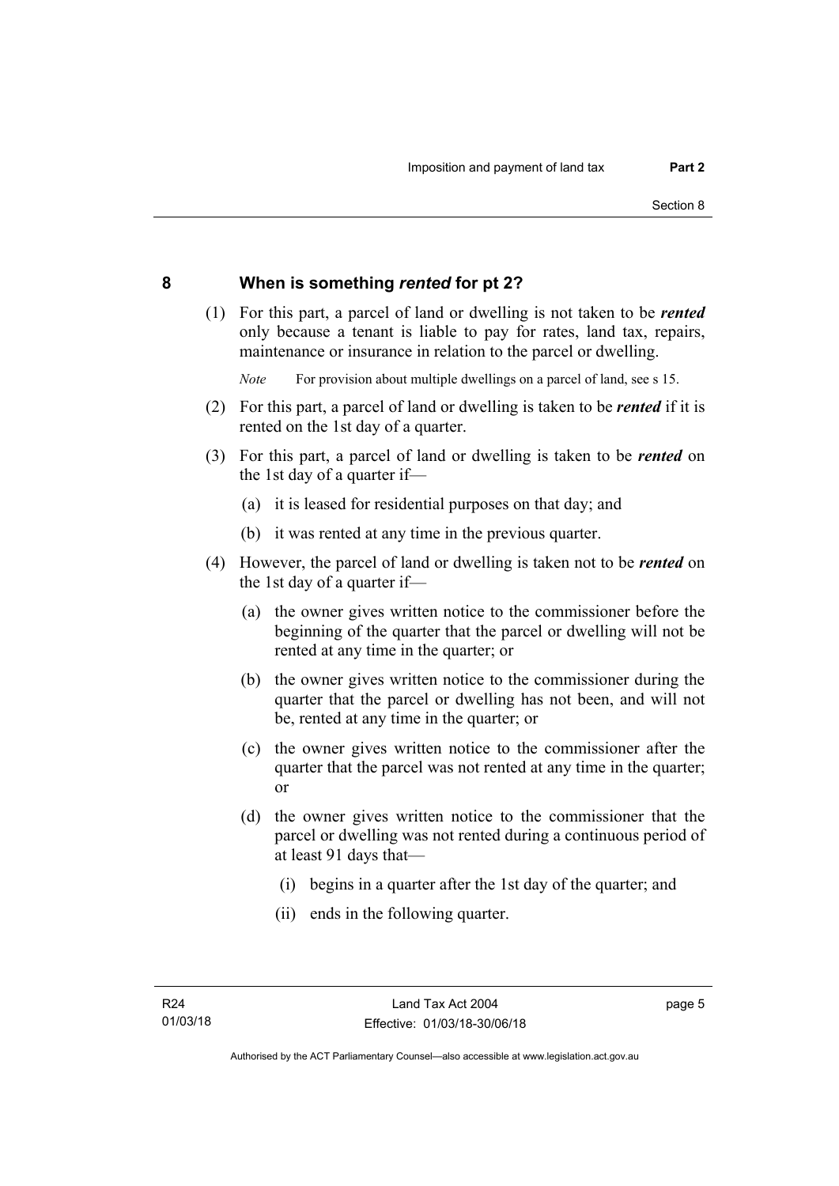## 8 When is something ***rented*** for pt 2?

(1) For this part, a parcel of land or dwelling is not taken to be ***rented*** only because a tenant is liable to pay for rates, land tax, repairs, maintenance or insurance in relation to the parcel or dwelling.

*Note* For provision about multiple dwellings on a parcel of land, see s 15.

(2) For this part, a parcel of land or dwelling is taken to be ***rented*** if it is rented on the 1st day of a quarter.

(3) For this part, a parcel of land or dwelling is taken to be ***rented*** on the 1st day of a quarter if—

(a) it is leased for residential purposes on that day; and

(b) it was rented at any time in the previous quarter.

(4) However, the parcel of land or dwelling is taken not to be ***rented*** on the 1st day of a quarter if—

(a) the owner gives written notice to the commissioner before the beginning of the quarter that the parcel or dwelling will not be rented at any time in the quarter; or

(b) the owner gives written notice to the commissioner during the quarter that the parcel or dwelling has not been, and will not be, rented at any time in the quarter; or

(c) the owner gives written notice to the commissioner after the quarter that the parcel was not rented at any time in the quarter; or

(d) the owner gives written notice to the commissioner that the parcel or dwelling was not rented during a continuous period of at least 91 days that—

(i) begins in a quarter after the 1st day of the quarter; and

(ii) ends in the following quarter.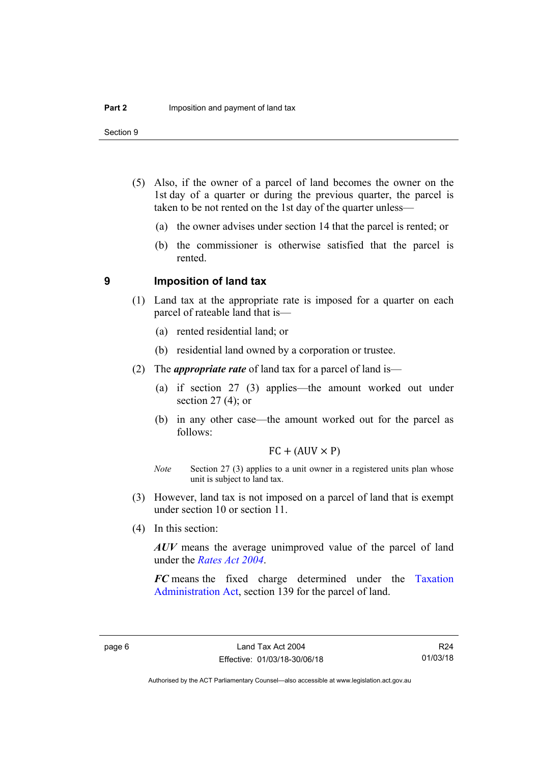(5) Also, if the owner of a parcel of land becomes the owner on the 1st day of a quarter or during the previous quarter, the parcel is taken to be not rented on the 1st day of the quarter unless—

(a) the owner advises under section 14 that the parcel is rented; or

(b) the commissioner is otherwise satisfied that the parcel is rented.

## 9 Imposition of land tax

(1) Land tax at the appropriate rate is imposed for a quarter on each parcel of rateable land that is—

(a) rented residential land; or

(b) residential land owned by a corporation or trustee.

(2) The ***appropriate rate*** of land tax for a parcel of land is—

(a) if section 27 (3) applies—the amount worked out under section 27 (4); or

(b) in any other case—the amount worked out for the parcel as follows:

$$FC + (AUV \times P)$$

*Note* Section 27 (3) applies to a unit owner in a registered units plan whose unit is subject to land tax.

(3) However, land tax is not imposed on a parcel of land that is exempt under section 10 or section 11.

(4) In this section:

***AUV*** means the average unimproved value of the parcel of land under the *Rates Act 2004*.

***FC*** means the fixed charge determined under the Taxation Administration Act, section 139 for the parcel of land.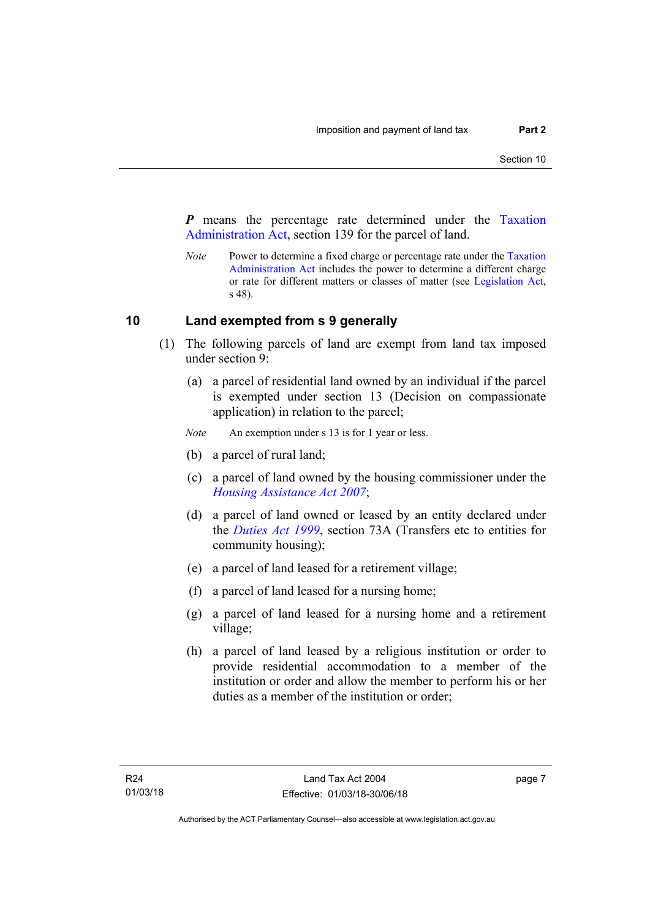***P*** means the percentage rate determined under the Taxation Administration Act, section 139 for the parcel of land.

*Note* Power to determine a fixed charge or percentage rate under the Taxation Administration Act includes the power to determine a different charge or rate for different matters or classes of matter (see Legislation Act, s 48).

## 10 Land exempted from s 9 generally

(1) The following parcels of land are exempt from land tax imposed under section 9:

(a) a parcel of residential land owned by an individual if the parcel is exempted under section 13 (Decision on compassionate application) in relation to the parcel;

*Note* An exemption under s 13 is for 1 year or less.

(b) a parcel of rural land;

(c) a parcel of land owned by the housing commissioner under the *Housing Assistance Act 2007*;

(d) a parcel of land owned or leased by an entity declared under the *Duties Act 1999*, section 73A (Transfers etc to entities for community housing);

(e) a parcel of land leased for a retirement village;

(f) a parcel of land leased for a nursing home;

(g) a parcel of land leased for a nursing home and a retirement village;

(h) a parcel of land leased by a religious institution or order to provide residential accommodation to a member of the institution or order and allow the member to perform his or her duties as a member of the institution or order;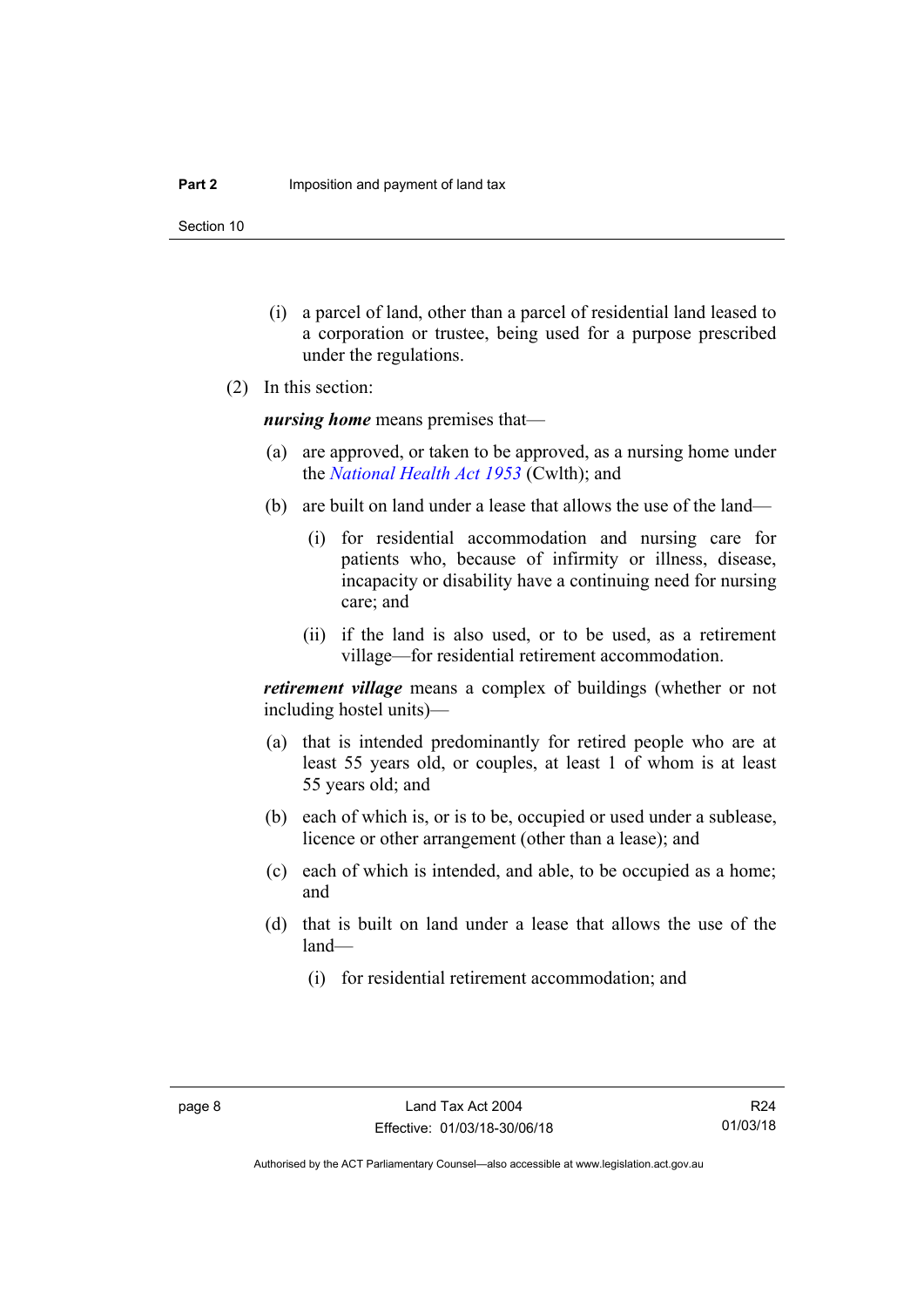(i) a parcel of land, other than a parcel of residential land leased to a corporation or trustee, being used for a purpose prescribed under the regulations.

(2) In this section:

***nursing home*** means premises that—

(a) are approved, or taken to be approved, as a nursing home under the *National Health Act 1953* (Cwlth); and

(b) are built on land under a lease that allows the use of the land—

(i) for residential accommodation and nursing care for patients who, because of infirmity or illness, disease, incapacity or disability have a continuing need for nursing care; and

(ii) if the land is also used, or to be used, as a retirement village—for residential retirement accommodation.

***retirement village*** means a complex of buildings (whether or not including hostel units)—

(a) that is intended predominantly for retired people who are at least 55 years old, or couples, at least 1 of whom is at least 55 years old; and

(b) each of which is, or is to be, occupied or used under a sublease, licence or other arrangement (other than a lease); and

(c) each of which is intended, and able, to be occupied as a home; and

(d) that is built on land under a lease that allows the use of the land—

(i) for residential retirement accommodation; and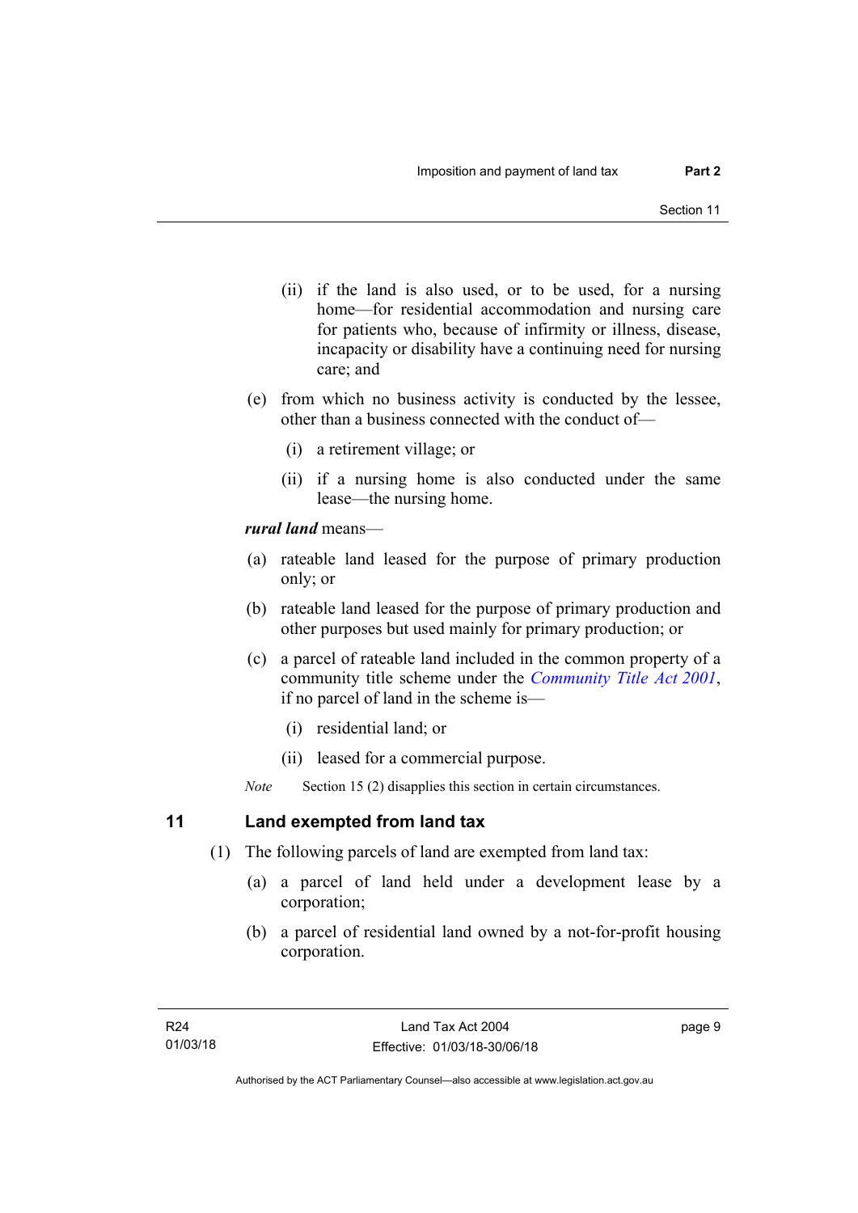(ii) if the land is also used, or to be used, for a nursing home—for residential accommodation and nursing care for patients who, because of infirmity or illness, disease, incapacity or disability have a continuing need for nursing care; and

(e) from which no business activity is conducted by the lessee, other than a business connected with the conduct of—

(i) a retirement village; or

(ii) if a nursing home is also conducted under the same lease—the nursing home.

***rural land*** means—

(a) rateable land leased for the purpose of primary production only; or

(b) rateable land leased for the purpose of primary production and other purposes but used mainly for primary production; or

(c) a parcel of rateable land included in the common property of a community title scheme under the *Community Title Act 2001*, if no parcel of land in the scheme is—

(i) residential land; or

(ii) leased for a commercial purpose.

*Note* Section 15 (2) disapplies this section in certain circumstances.

## 11 Land exempted from land tax

(1) The following parcels of land are exempted from land tax:

(a) a parcel of land held under a development lease by a corporation;

(b) a parcel of residential land owned by a not-for-profit housing corporation.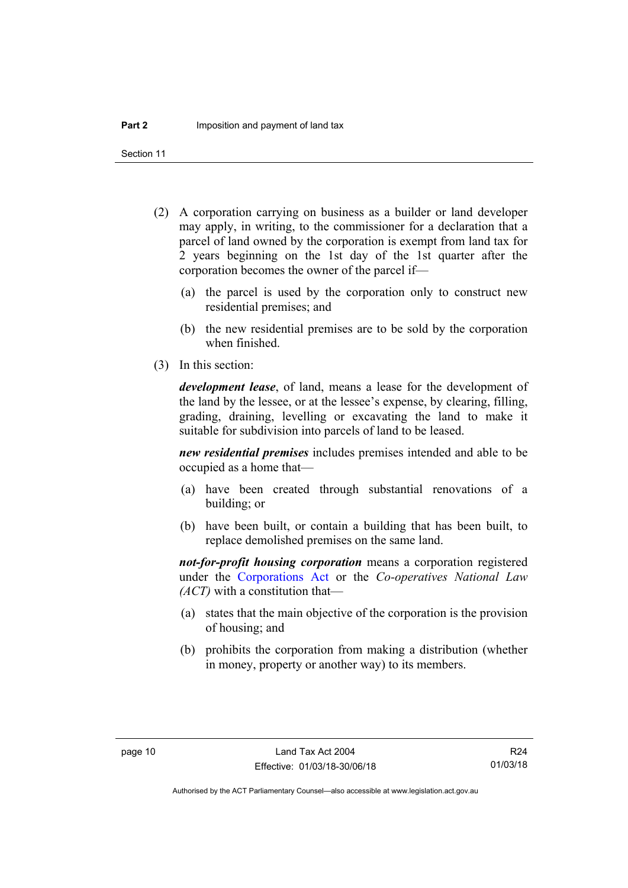(2) A corporation carrying on business as a builder or land developer may apply, in writing, to the commissioner for a declaration that a parcel of land owned by the corporation is exempt from land tax for 2 years beginning on the 1st day of the 1st quarter after the corporation becomes the owner of the parcel if—

(a) the parcel is used by the corporation only to construct new residential premises; and

(b) the new residential premises are to be sold by the corporation when finished.

(3) In this section:

***development lease***, of land, means a lease for the development of the land by the lessee, or at the lessee's expense, by clearing, filling, grading, draining, levelling or excavating the land to make it suitable for subdivision into parcels of land to be leased.

***new residential premises*** includes premises intended and able to be occupied as a home that—

(a) have been created through substantial renovations of a building; or

(b) have been built, or contain a building that has been built, to replace demolished premises on the same land.

***not-for-profit housing corporation*** means a corporation registered under the Corporations Act or the *Co-operatives National Law (ACT)* with a constitution that—

(a) states that the main objective of the corporation is the provision of housing; and

(b) prohibits the corporation from making a distribution (whether in money, property or another way) to its members.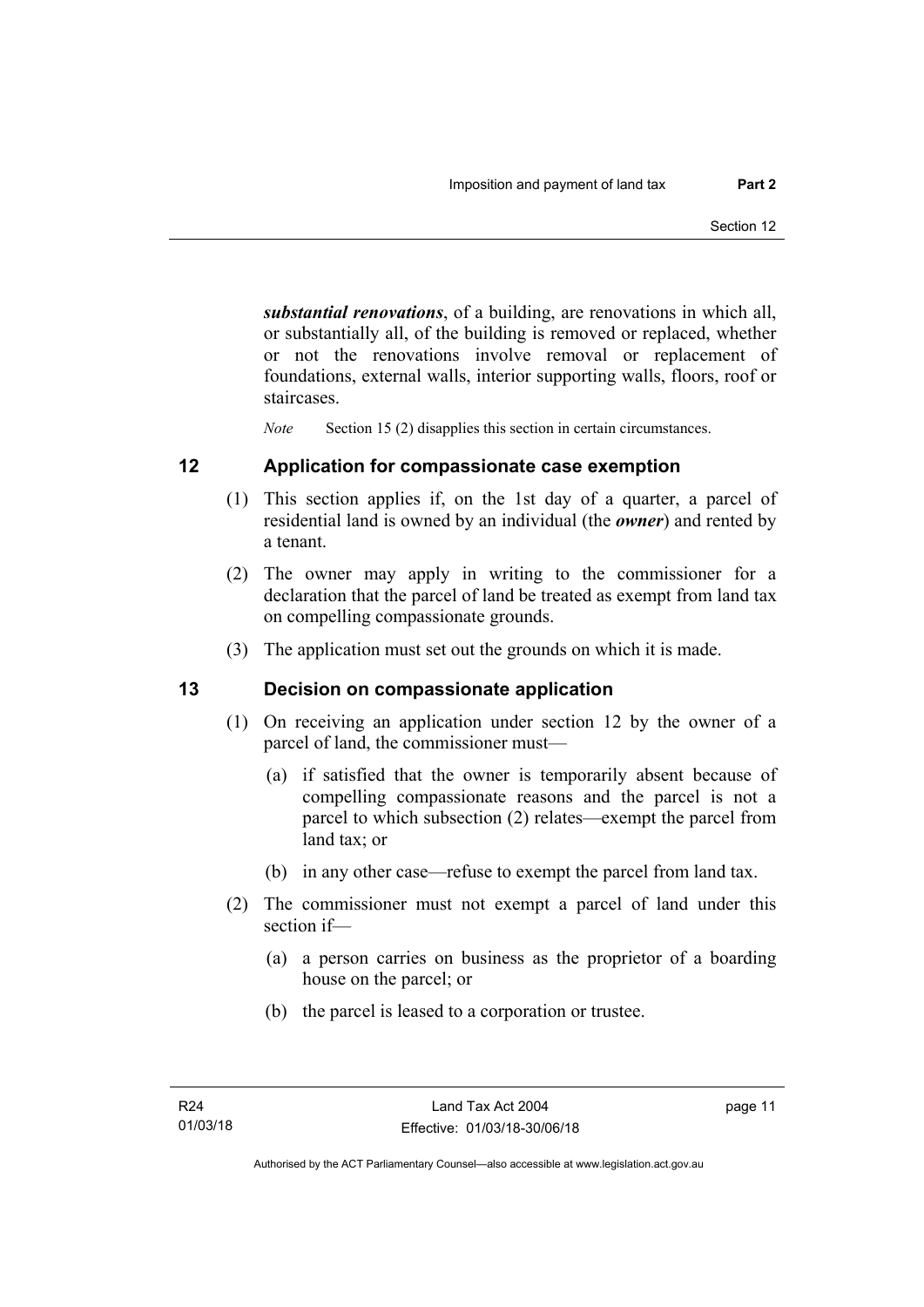***substantial renovations***, of a building, are renovations in which all, or substantially all, of the building is removed or replaced, whether or not the renovations involve removal or replacement of foundations, external walls, interior supporting walls, floors, roof or staircases.

*Note* Section 15 (2) disapplies this section in certain circumstances.

## 12 Application for compassionate case exemption

(1) This section applies if, on the 1st day of a quarter, a parcel of residential land is owned by an individual (the ***owner***) and rented by a tenant.

(2) The owner may apply in writing to the commissioner for a declaration that the parcel of land be treated as exempt from land tax on compelling compassionate grounds.

(3) The application must set out the grounds on which it is made.

## 13 Decision on compassionate application

(1) On receiving an application under section 12 by the owner of a parcel of land, the commissioner must—

(a) if satisfied that the owner is temporarily absent because of compelling compassionate reasons and the parcel is not a parcel to which subsection (2) relates—exempt the parcel from land tax; or

(b) in any other case—refuse to exempt the parcel from land tax.

(2) The commissioner must not exempt a parcel of land under this section if—

(a) a person carries on business as the proprietor of a boarding house on the parcel; or

(b) the parcel is leased to a corporation or trustee.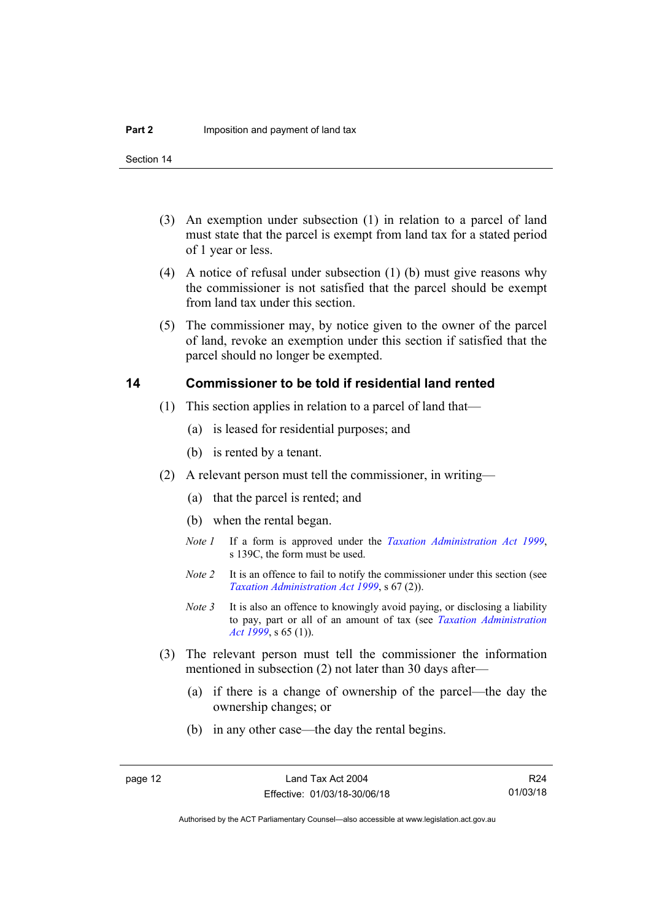(3) An exemption under subsection (1) in relation to a parcel of land must state that the parcel is exempt from land tax for a stated period of 1 year or less.

(4) A notice of refusal under subsection (1) (b) must give reasons why the commissioner is not satisfied that the parcel should be exempt from land tax under this section.

(5) The commissioner may, by notice given to the owner of the parcel of land, revoke an exemption under this section if satisfied that the parcel should no longer be exempted.

## 14 Commissioner to be told if residential land rented

(1) This section applies in relation to a parcel of land that—

(a) is leased for residential purposes; and

(b) is rented by a tenant.

(2) A relevant person must tell the commissioner, in writing—

(a) that the parcel is rented; and

(b) when the rental began.

*Note 1* If a form is approved under the *Taxation Administration Act 1999*, s 139C, the form must be used.

*Note 2* It is an offence to fail to notify the commissioner under this section (see *Taxation Administration Act 1999*, s 67 (2)).

*Note 3* It is also an offence to knowingly avoid paying, or disclosing a liability to pay, part or all of an amount of tax (see *Taxation Administration Act 1999*, s 65 (1)).

(3) The relevant person must tell the commissioner the information mentioned in subsection (2) not later than 30 days after—

(a) if there is a change of ownership of the parcel—the day the ownership changes; or

(b) in any other case—the day the rental begins.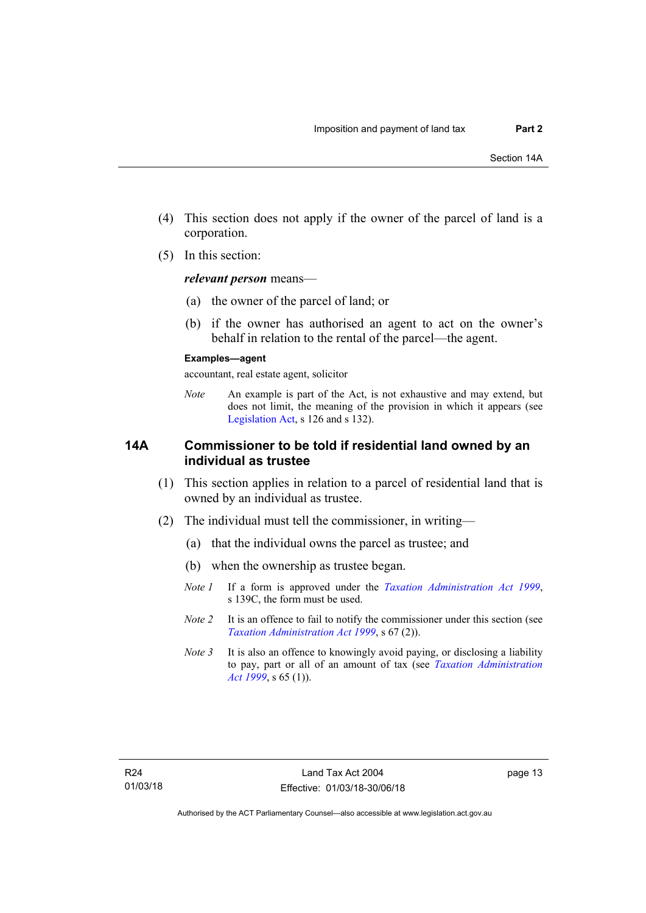(4) This section does not apply if the owner of the parcel of land is a corporation.

(5) In this section:

***relevant person*** means—

(a) the owner of the parcel of land; or

(b) if the owner has authorised an agent to act on the owner's behalf in relation to the rental of the parcel—the agent.

**Examples—agent**

accountant, real estate agent, solicitor

*Note* An example is part of the Act, is not exhaustive and may extend, but does not limit, the meaning of the provision in which it appears (see Legislation Act, s 126 and s 132).

## 14A Commissioner to be told if residential land owned by an individual as trustee

(1) This section applies in relation to a parcel of residential land that is owned by an individual as trustee.

(2) The individual must tell the commissioner, in writing—

(a) that the individual owns the parcel as trustee; and

(b) when the ownership as trustee began.

*Note 1* If a form is approved under the *Taxation Administration Act 1999*, s 139C, the form must be used.

*Note 2* It is an offence to fail to notify the commissioner under this section (see *Taxation Administration Act 1999*, s 67 (2)).

*Note 3* It is also an offence to knowingly avoid paying, or disclosing a liability to pay, part or all of an amount of tax (see *Taxation Administration Act 1999*, s 65 (1)).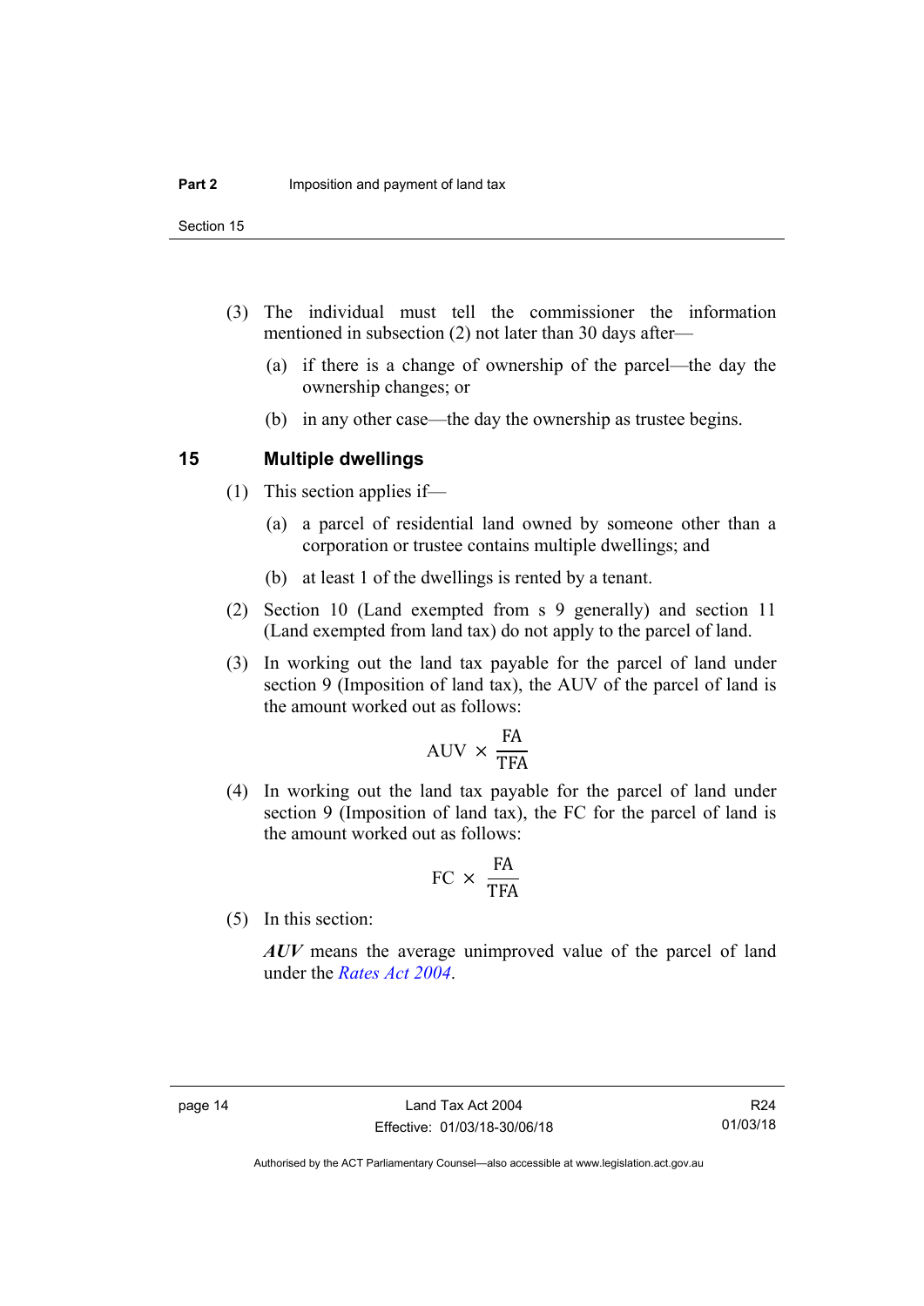(3) The individual must tell the commissioner the information mentioned in subsection (2) not later than 30 days after—

(a) if there is a change of ownership of the parcel—the day the ownership changes; or

(b) in any other case—the day the ownership as trustee begins.

## 15 Multiple dwellings

(1) This section applies if—

(a) a parcel of residential land owned by someone other than a corporation or trustee contains multiple dwellings; and

(b) at least 1 of the dwellings is rented by a tenant.

(2) Section 10 (Land exempted from s 9 generally) and section 11 (Land exempted from land tax) do not apply to the parcel of land.

(3) In working out the land tax payable for the parcel of land under section 9 (Imposition of land tax), the AUV of the parcel of land is the amount worked out as follows:

$$\text{AUV} \times \frac{\text{FA}}{\text{TFA}}$$

(4) In working out the land tax payable for the parcel of land under section 9 (Imposition of land tax), the FC for the parcel of land is the amount worked out as follows:

$$\text{FC} \times \frac{\text{FA}}{\text{TFA}}$$

(5) In this section:

***AUV*** means the average unimproved value of the parcel of land under the *Rates Act 2004*.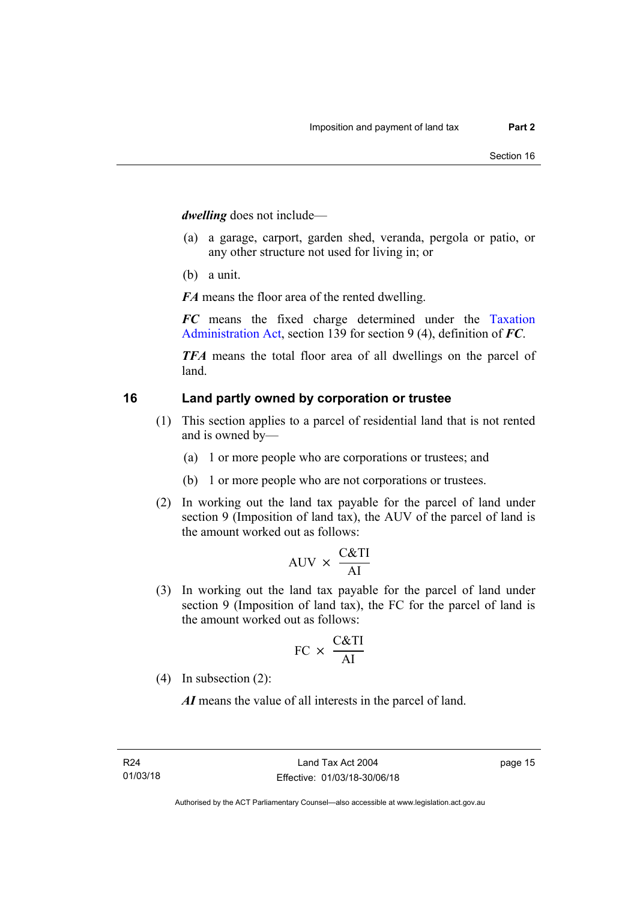***dwelling*** does not include—

(a) a garage, carport, garden shed, veranda, pergola or patio, or any other structure not used for living in; or

(b) a unit.

***FA*** means the floor area of the rented dwelling.

***FC*** means the fixed charge determined under the Taxation Administration Act, section 139 for section 9 (4), definition of ***FC***.

***TFA*** means the total floor area of all dwellings on the parcel of land.

## 16 Land partly owned by corporation or trustee

(1) This section applies to a parcel of residential land that is not rented and is owned by—

(a) 1 or more people who are corporations or trustees; and

(b) 1 or more people who are not corporations or trustees.

(2) In working out the land tax payable for the parcel of land under section 9 (Imposition of land tax), the AUV of the parcel of land is the amount worked out as follows:

$$\text{AUV} \times \frac{\text{C\&TI}}{\text{AI}}$$

(3) In working out the land tax payable for the parcel of land under section 9 (Imposition of land tax), the FC for the parcel of land is the amount worked out as follows:

$$\text{FC} \times \frac{\text{C\&TI}}{\text{AI}}$$

(4) In subsection (2):

***AI*** means the value of all interests in the parcel of land.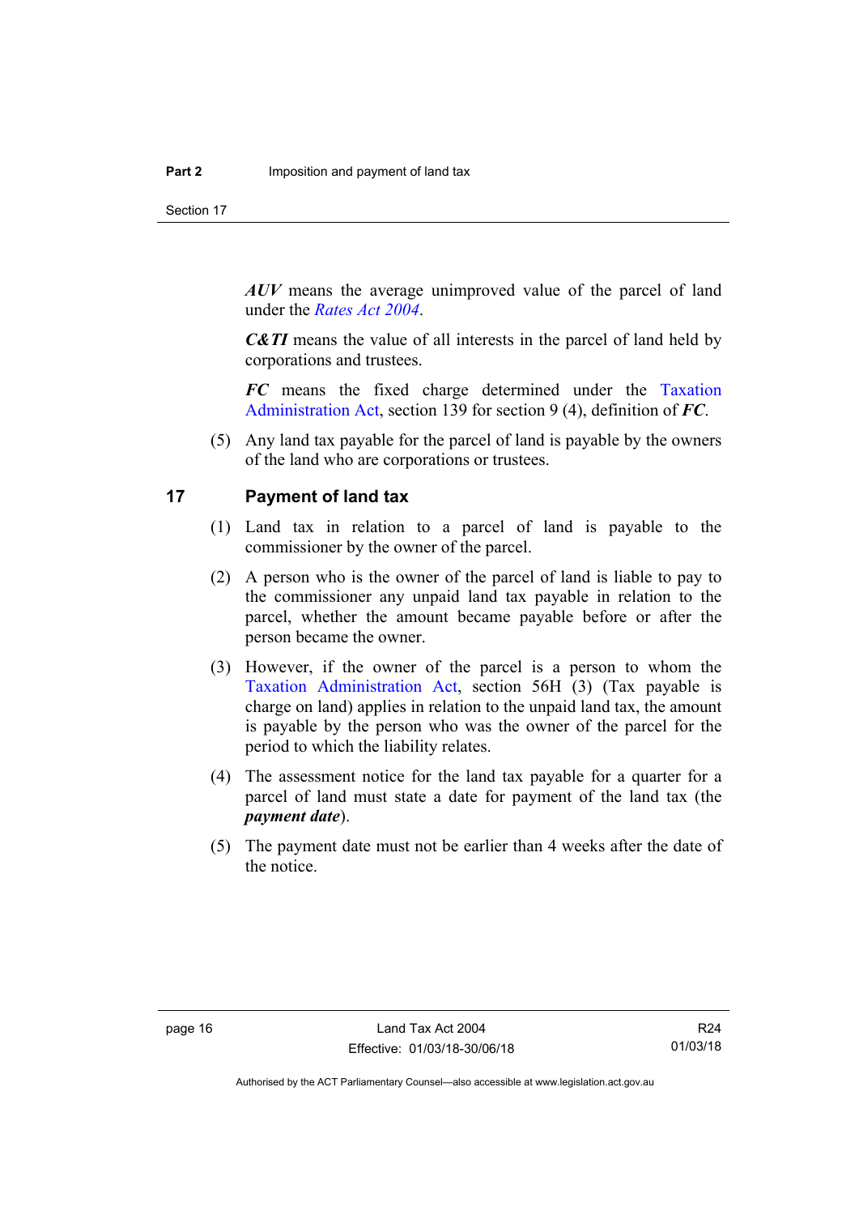***AUV*** means the average unimproved value of the parcel of land under the *Rates Act 2004*.

***C&TI*** means the value of all interests in the parcel of land held by corporations and trustees.

***FC*** means the fixed charge determined under the Taxation Administration Act, section 139 for section 9 (4), definition of ***FC***.

(5) Any land tax payable for the parcel of land is payable by the owners of the land who are corporations or trustees.

## 17 Payment of land tax

(1) Land tax in relation to a parcel of land is payable to the commissioner by the owner of the parcel.

(2) A person who is the owner of the parcel of land is liable to pay to the commissioner any unpaid land tax payable in relation to the parcel, whether the amount became payable before or after the person became the owner.

(3) However, if the owner of the parcel is a person to whom the Taxation Administration Act, section 56H (3) (Tax payable is charge on land) applies in relation to the unpaid land tax, the amount is payable by the person who was the owner of the parcel for the period to which the liability relates.

(4) The assessment notice for the land tax payable for a quarter for a parcel of land must state a date for payment of the land tax (the ***payment date***).

(5) The payment date must not be earlier than 4 weeks after the date of the notice.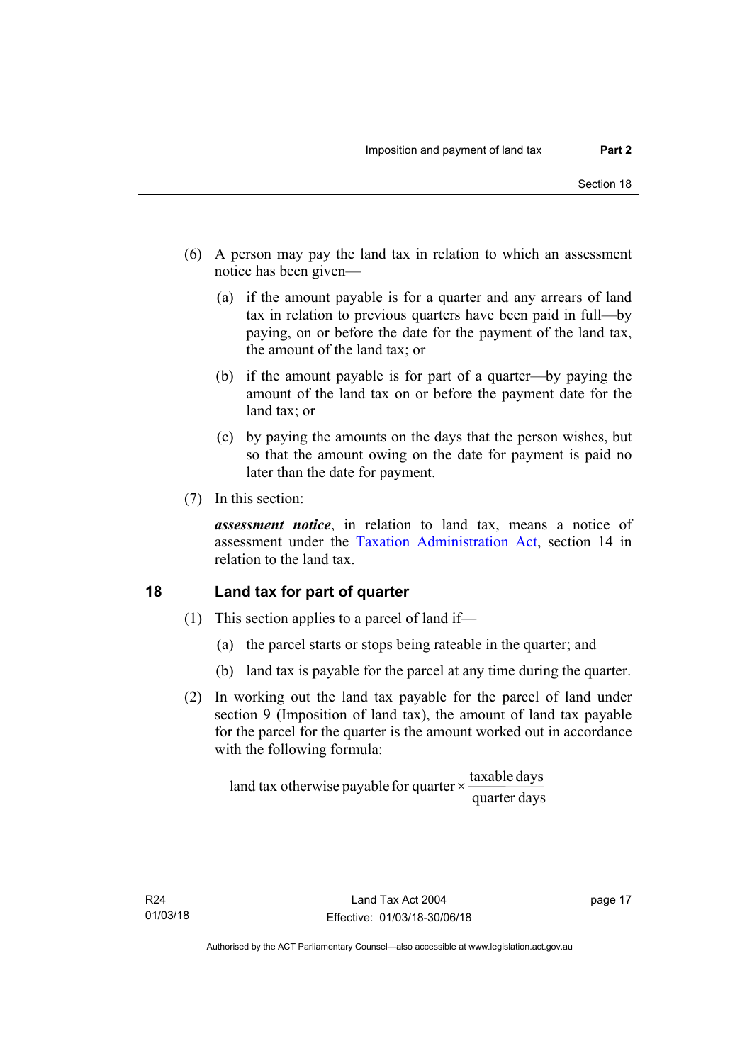(6) A person may pay the land tax in relation to which an assessment notice has been given—

(a) if the amount payable is for a quarter and any arrears of land tax in relation to previous quarters have been paid in full—by paying, on or before the date for the payment of the land tax, the amount of the land tax; or

(b) if the amount payable is for part of a quarter—by paying the amount of the land tax on or before the payment date for the land tax; or

(c) by paying the amounts on the days that the person wishes, but so that the amount owing on the date for payment is paid no later than the date for payment.

(7) In this section:

***assessment notice***, in relation to land tax, means a notice of assessment under the Taxation Administration Act, section 14 in relation to the land tax.

## 18 Land tax for part of quarter

(1) This section applies to a parcel of land if—

(a) the parcel starts or stops being rateable in the quarter; and

(b) land tax is payable for the parcel at any time during the quarter.

(2) In working out the land tax payable for the parcel of land under section 9 (Imposition of land tax), the amount of land tax payable for the parcel for the quarter is the amount worked out in accordance with the following formula:

$$\text{land tax otherwise payable for quarter} \times \frac{\text{taxable days}}{\text{quarter days}}$$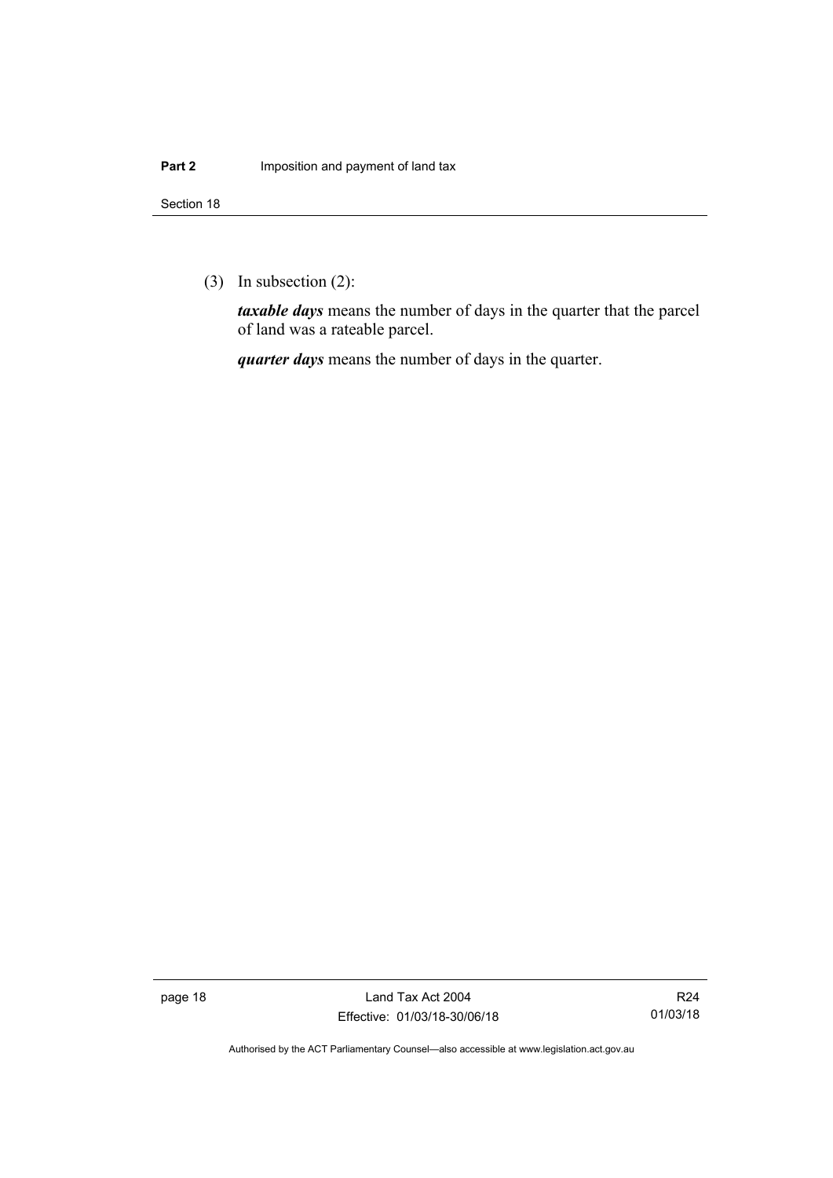(3) In subsection (2):

***taxable days*** means the number of days in the quarter that the parcel of land was a rateable parcel.

***quarter days*** means the number of days in the quarter.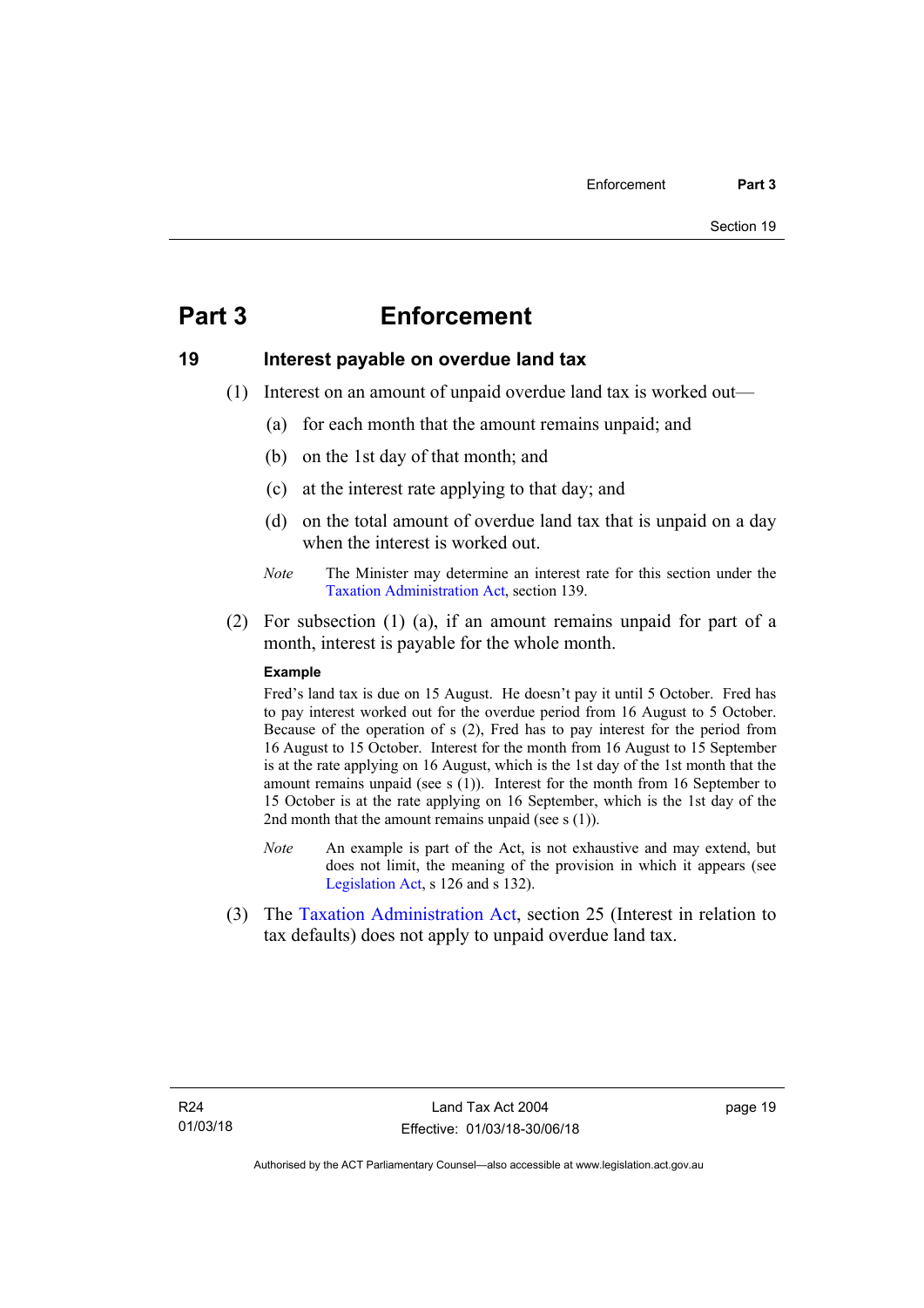# Part 3 Enforcement

## 19 Interest payable on overdue land tax

(1) Interest on an amount of unpaid overdue land tax is worked out—

(a) for each month that the amount remains unpaid; and

(b) on the 1st day of that month; and

(c) at the interest rate applying to that day; and

(d) on the total amount of overdue land tax that is unpaid on a day when the interest is worked out.

*Note* The Minister may determine an interest rate for this section under the Taxation Administration Act, section 139.

(2) For subsection (1) (a), if an amount remains unpaid for part of a month, interest is payable for the whole month.

**Example**

Fred's land tax is due on 15 August. He doesn't pay it until 5 October. Fred has to pay interest worked out for the overdue period from 16 August to 5 October. Because of the operation of s (2), Fred has to pay interest for the period from 16 August to 15 October. Interest for the month from 16 August to 15 September is at the rate applying on 16 August, which is the 1st day of the 1st month that the amount remains unpaid (see s (1)). Interest for the month from 16 September to 15 October is at the rate applying on 16 September, which is the 1st day of the 2nd month that the amount remains unpaid (see s (1)).

*Note* An example is part of the Act, is not exhaustive and may extend, but does not limit, the meaning of the provision in which it appears (see Legislation Act, s 126 and s 132).

(3) The Taxation Administration Act, section 25 (Interest in relation to tax defaults) does not apply to unpaid overdue land tax.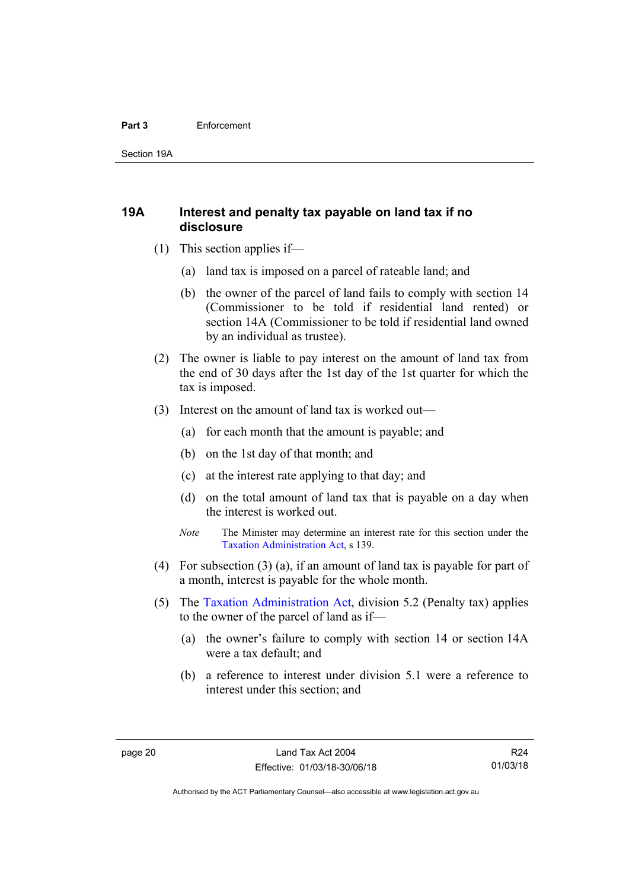## 19A Interest and penalty tax payable on land tax if no disclosure

(1) This section applies if—

(a) land tax is imposed on a parcel of rateable land; and

(b) the owner of the parcel of land fails to comply with section 14 (Commissioner to be told if residential land rented) or section 14A (Commissioner to be told if residential land owned by an individual as trustee).

(2) The owner is liable to pay interest on the amount of land tax from the end of 30 days after the 1st day of the 1st quarter for which the tax is imposed.

(3) Interest on the amount of land tax is worked out—

(a) for each month that the amount is payable; and

(b) on the 1st day of that month; and

(c) at the interest rate applying to that day; and

(d) on the total amount of land tax that is payable on a day when the interest is worked out.

*Note* The Minister may determine an interest rate for this section under the Taxation Administration Act, s 139.

(4) For subsection (3) (a), if an amount of land tax is payable for part of a month, interest is payable for the whole month.

(5) The Taxation Administration Act, division 5.2 (Penalty tax) applies to the owner of the parcel of land as if—

(a) the owner's failure to comply with section 14 or section 14A were a tax default; and

(b) a reference to interest under division 5.1 were a reference to interest under this section; and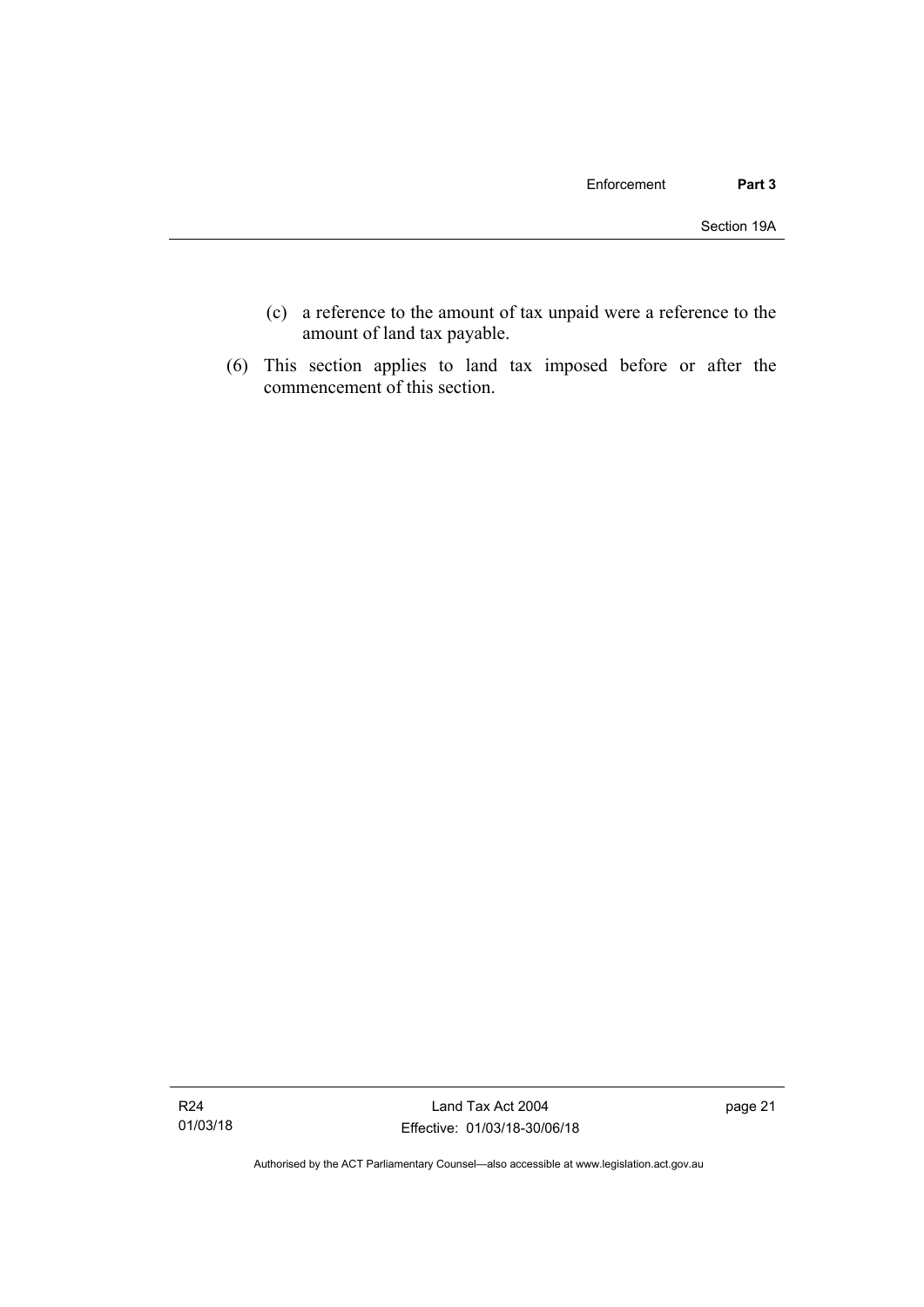(c) a reference to the amount of tax unpaid were a reference to the amount of land tax payable.

(6) This section applies to land tax imposed before or after the commencement of this section.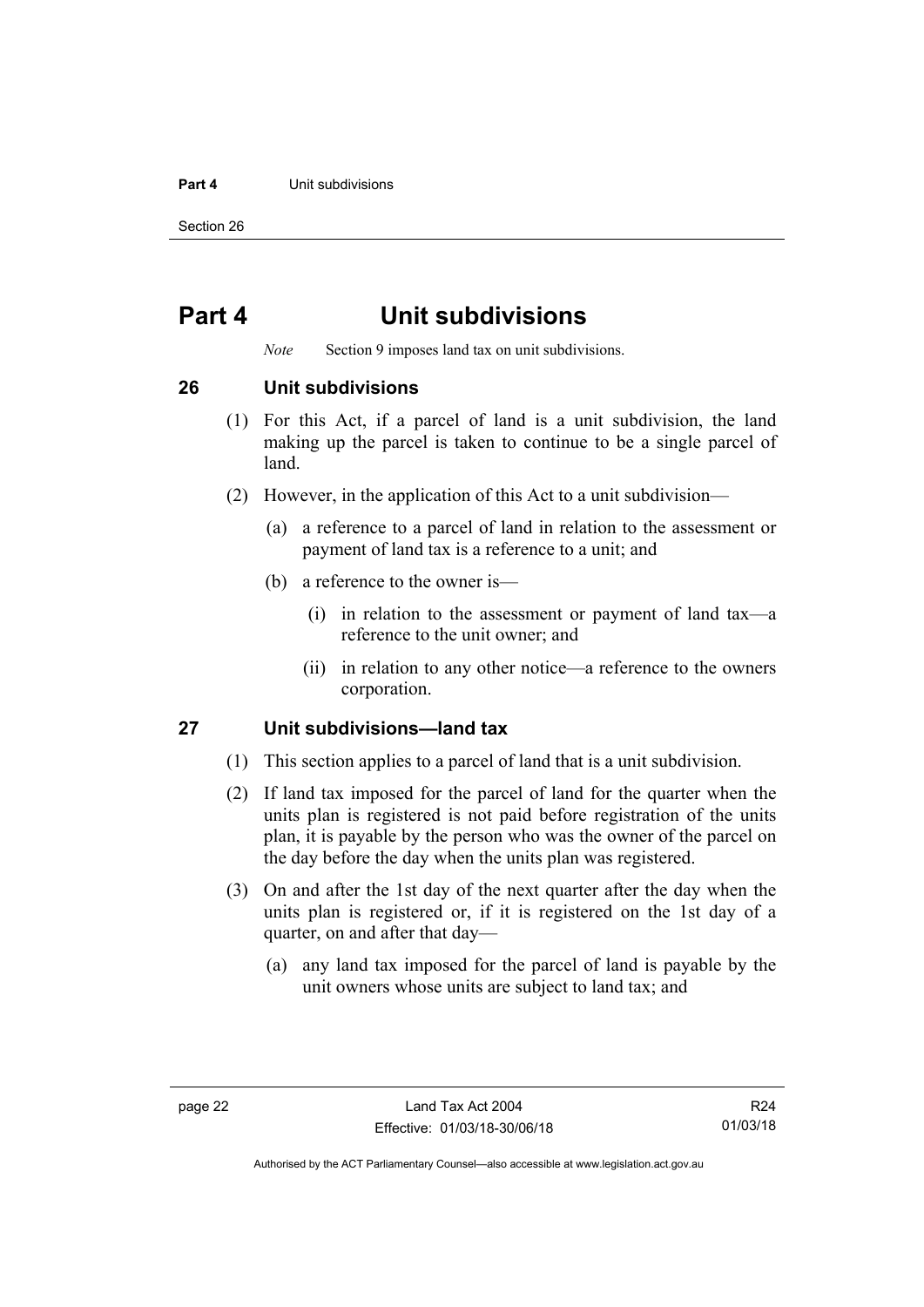# Part 4 Unit subdivisions

*Note* Section 9 imposes land tax on unit subdivisions.

## 26 Unit subdivisions

(1) For this Act, if a parcel of land is a unit subdivision, the land making up the parcel is taken to continue to be a single parcel of land.

(2) However, in the application of this Act to a unit subdivision—

(a) a reference to a parcel of land in relation to the assessment or payment of land tax is a reference to a unit; and

(b) a reference to the owner is—

(i) in relation to the assessment or payment of land tax—a reference to the unit owner; and

(ii) in relation to any other notice—a reference to the owners corporation.

## 27 Unit subdivisions—land tax

(1) This section applies to a parcel of land that is a unit subdivision.

(2) If land tax imposed for the parcel of land for the quarter when the units plan is registered is not paid before registration of the units plan, it is payable by the person who was the owner of the parcel on the day before the day when the units plan was registered.

(3) On and after the 1st day of the next quarter after the day when the units plan is registered or, if it is registered on the 1st day of a quarter, on and after that day—

(a) any land tax imposed for the parcel of land is payable by the unit owners whose units are subject to land tax; and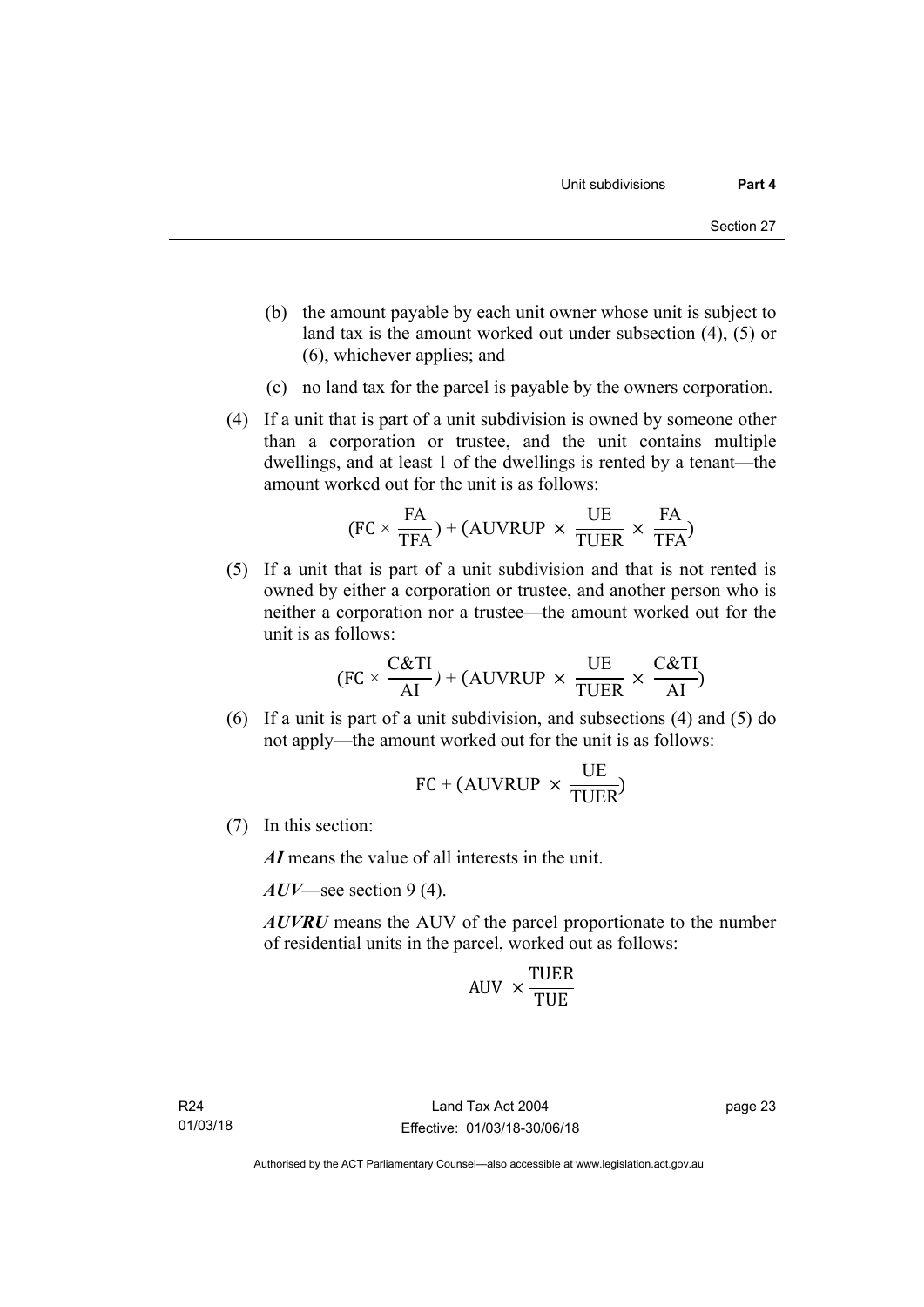(b) the amount payable by each unit owner whose unit is subject to land tax is the amount worked out under subsection (4), (5) or (6), whichever applies; and

(c) no land tax for the parcel is payable by the owners corporation.

(4) If a unit that is part of a unit subdivision is owned by someone other than a corporation or trustee, and the unit contains multiple dwellings, and at least 1 of the dwellings is rented by a tenant—the amount worked out for the unit is as follows:

$$(\text{FC} \times \frac{\text{FA}}{\text{TFA}}) + (\text{AUVRUP} \times \frac{\text{UE}}{\text{TUER}} \times \frac{\text{FA}}{\text{TFA}})$$

(5) If a unit that is part of a unit subdivision and that is not rented is owned by either a corporation or trustee, and another person who is neither a corporation nor a trustee—the amount worked out for the unit is as follows:

$$(\text{FC} \times \frac{\text{C\&TI}}{\text{AI}}) + (\text{AUVRUP} \times \frac{\text{UE}}{\text{TUER}} \times \frac{\text{C\&TI}}{\text{AI}})$$

(6) If a unit is part of a unit subdivision, and subsections (4) and (5) do not apply—the amount worked out for the unit is as follows:

$$\text{FC} + (\text{AUVRUP} \times \frac{\text{UE}}{\text{TUER}})$$

(7) In this section:

***AI*** means the value of all interests in the unit.

***AUV***—see section 9 (4).

***AUVRU*** means the AUV of the parcel proportionate to the number of residential units in the parcel, worked out as follows:

$$\text{AUV} \times \frac{\text{TUER}}{\text{TUE}}$$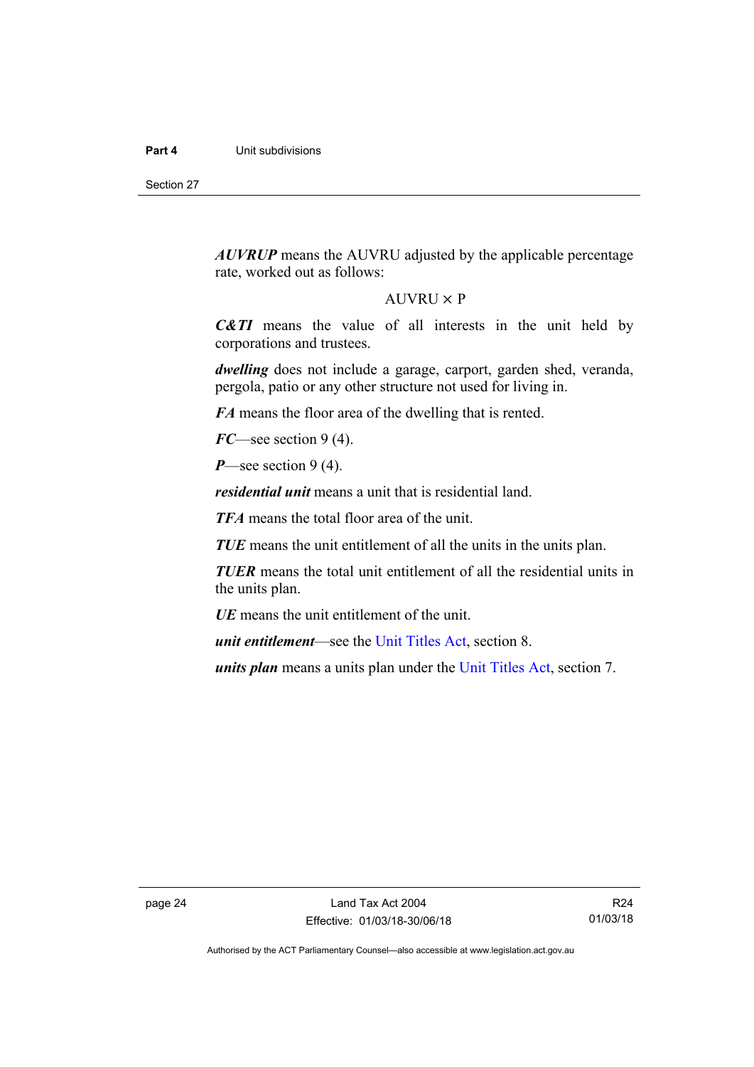***AUVRUP*** means the AUVRU adjusted by the applicable percentage rate, worked out as follows:

$$AUVRU \times P$$

***C&TI*** means the value of all interests in the unit held by corporations and trustees.

***dwelling*** does not include a garage, carport, garden shed, veranda, pergola, patio or any other structure not used for living in.

***FA*** means the floor area of the dwelling that is rented.

***FC***—see section 9 (4).

***P***—see section 9 (4).

***residential unit*** means a unit that is residential land.

***TFA*** means the total floor area of the unit.

***TUE*** means the unit entitlement of all the units in the units plan.

***TUER*** means the total unit entitlement of all the residential units in the units plan.

***UE*** means the unit entitlement of the unit.

***unit entitlement***—see the Unit Titles Act, section 8.

***units plan*** means a units plan under the Unit Titles Act, section 7.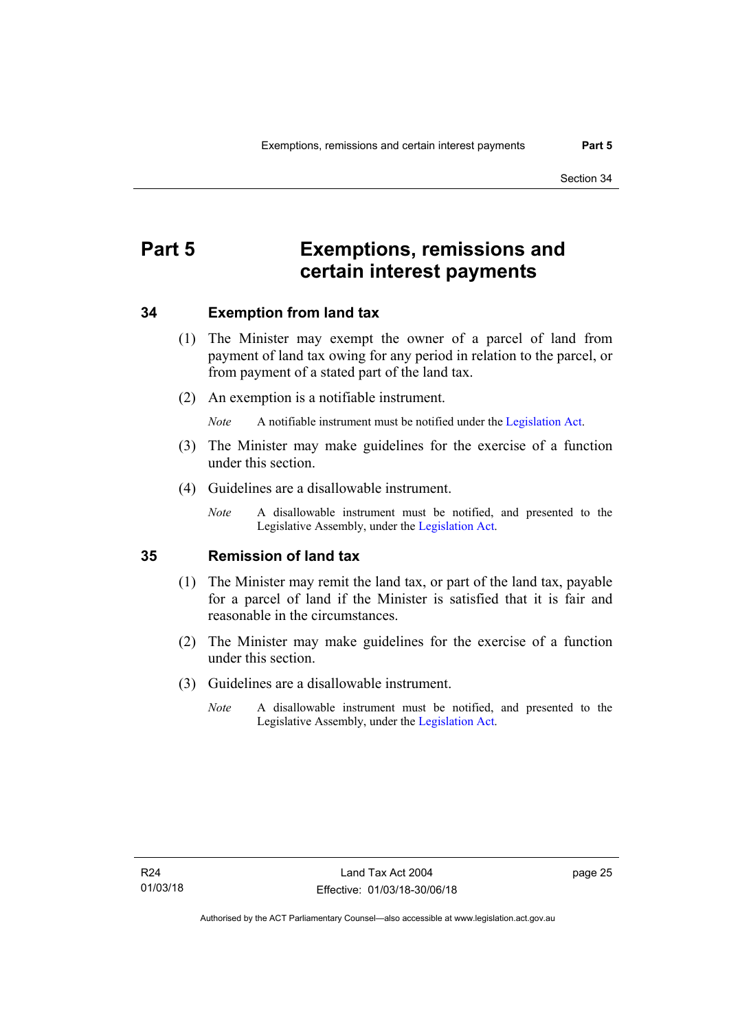# Part 5 Exemptions, remissions and certain interest payments

## 34 Exemption from land tax

(1) The Minister may exempt the owner of a parcel of land from payment of land tax owing for any period in relation to the parcel, or from payment of a stated part of the land tax.

(2) An exemption is a notifiable instrument.

*Note* A notifiable instrument must be notified under the Legislation Act.

(3) The Minister may make guidelines for the exercise of a function under this section.

(4) Guidelines are a disallowable instrument.

*Note* A disallowable instrument must be notified, and presented to the Legislative Assembly, under the Legislation Act.

## 35 Remission of land tax

(1) The Minister may remit the land tax, or part of the land tax, payable for a parcel of land if the Minister is satisfied that it is fair and reasonable in the circumstances.

(2) The Minister may make guidelines for the exercise of a function under this section.

(3) Guidelines are a disallowable instrument.

*Note* A disallowable instrument must be notified, and presented to the Legislative Assembly, under the Legislation Act.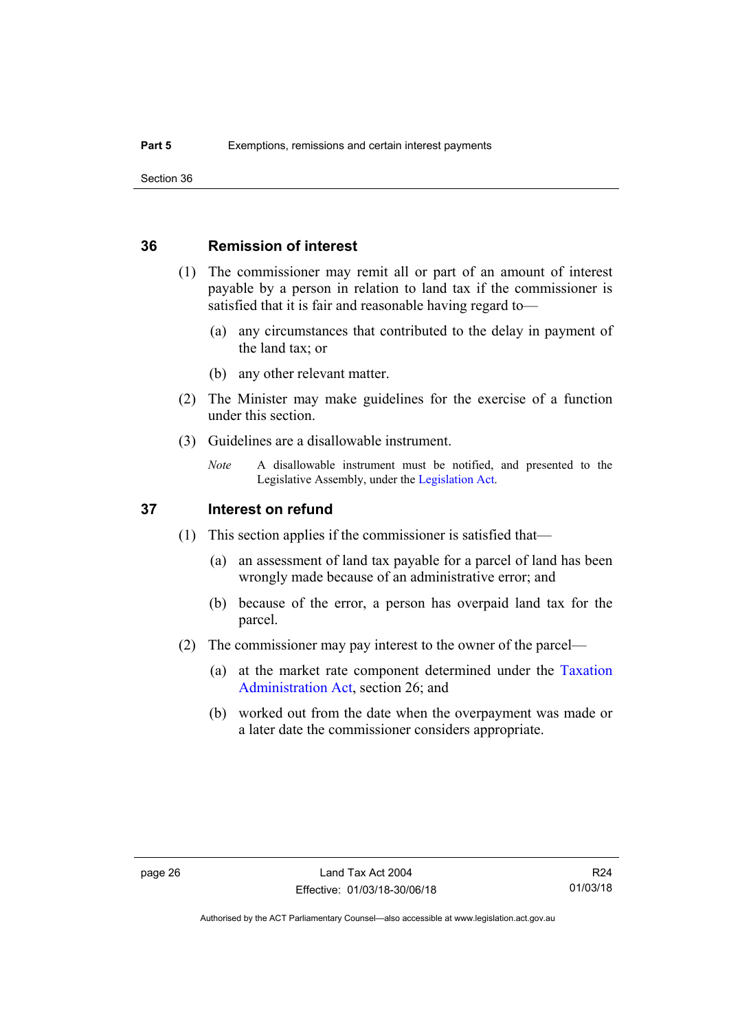### 36 Remission of interest

(1) The commissioner may remit all or part of an amount of interest payable by a person in relation to land tax if the commissioner is satisfied that it is fair and reasonable having regard to—

(a) any circumstances that contributed to the delay in payment of the land tax; or

(b) any other relevant matter.

(2) The Minister may make guidelines for the exercise of a function under this section.

(3) Guidelines are a disallowable instrument.

*Note* A disallowable instrument must be notified, and presented to the Legislative Assembly, under the Legislation Act.

### 37 Interest on refund

(1) This section applies if the commissioner is satisfied that—

(a) an assessment of land tax payable for a parcel of land has been wrongly made because of an administrative error; and

(b) because of the error, a person has overpaid land tax for the parcel.

(2) The commissioner may pay interest to the owner of the parcel—

(a) at the market rate component determined under the Taxation Administration Act, section 26; and

(b) worked out from the date when the overpayment was made or a later date the commissioner considers appropriate.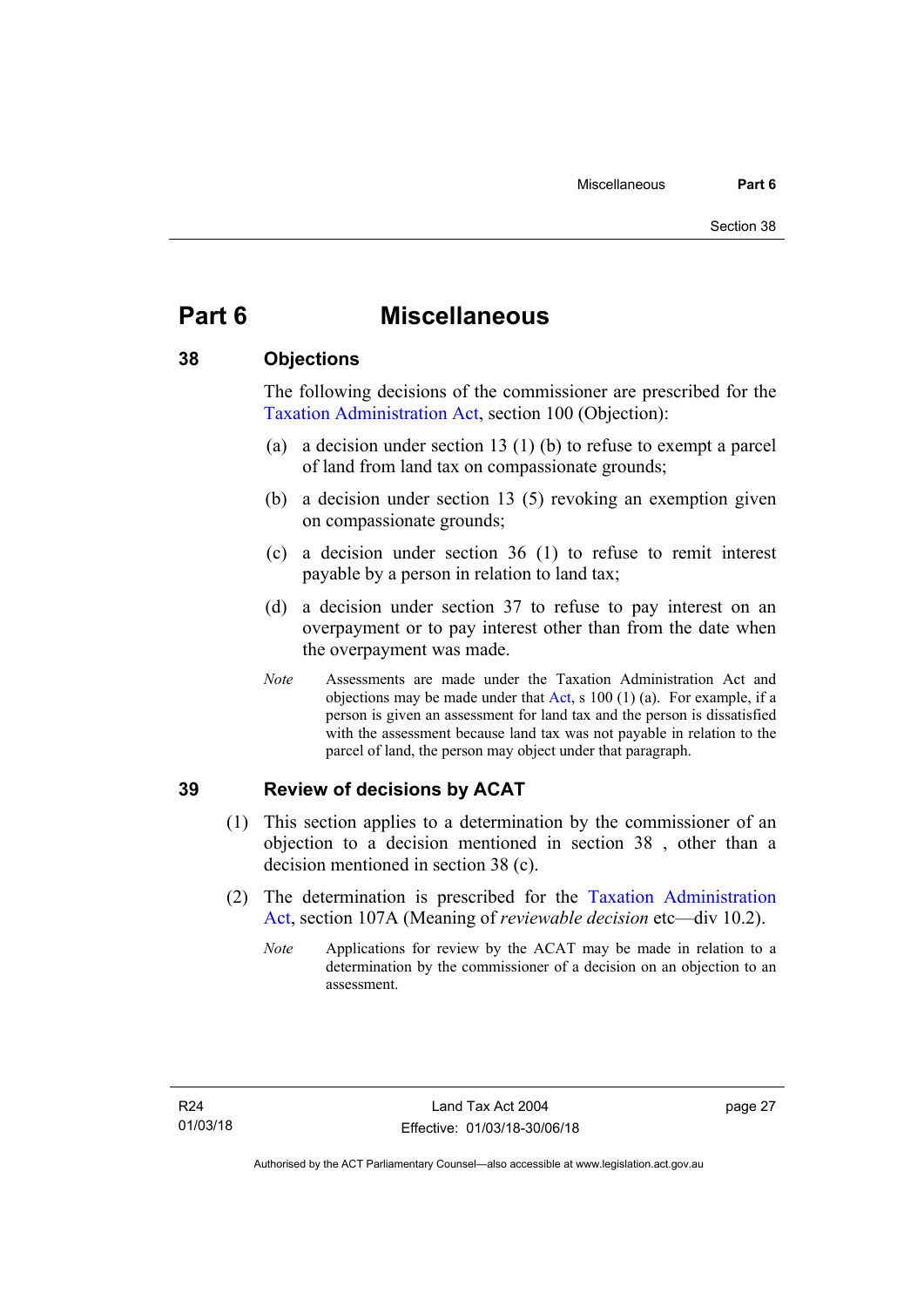# Part 6 Miscellaneous

## 38 Objections

The following decisions of the commissioner are prescribed for the Taxation Administration Act, section 100 (Objection):

(a) a decision under section 13 (1) (b) to refuse to exempt a parcel of land from land tax on compassionate grounds;

(b) a decision under section 13 (5) revoking an exemption given on compassionate grounds;

(c) a decision under section 36 (1) to refuse to remit interest payable by a person in relation to land tax;

(d) a decision under section 37 to refuse to pay interest on an overpayment or to pay interest other than from the date when the overpayment was made.

*Note* Assessments are made under the Taxation Administration Act and objections may be made under that Act, s 100 (1) (a). For example, if a person is given an assessment for land tax and the person is dissatisfied with the assessment because land tax was not payable in relation to the parcel of land, the person may object under that paragraph.

## 39 Review of decisions by ACAT

(1) This section applies to a determination by the commissioner of an objection to a decision mentioned in section 38 , other than a decision mentioned in section 38 (c).

(2) The determination is prescribed for the Taxation Administration Act, section 107A (Meaning of *reviewable decision* etc—div 10.2).

*Note* Applications for review by the ACAT may be made in relation to a determination by the commissioner of a decision on an objection to an assessment.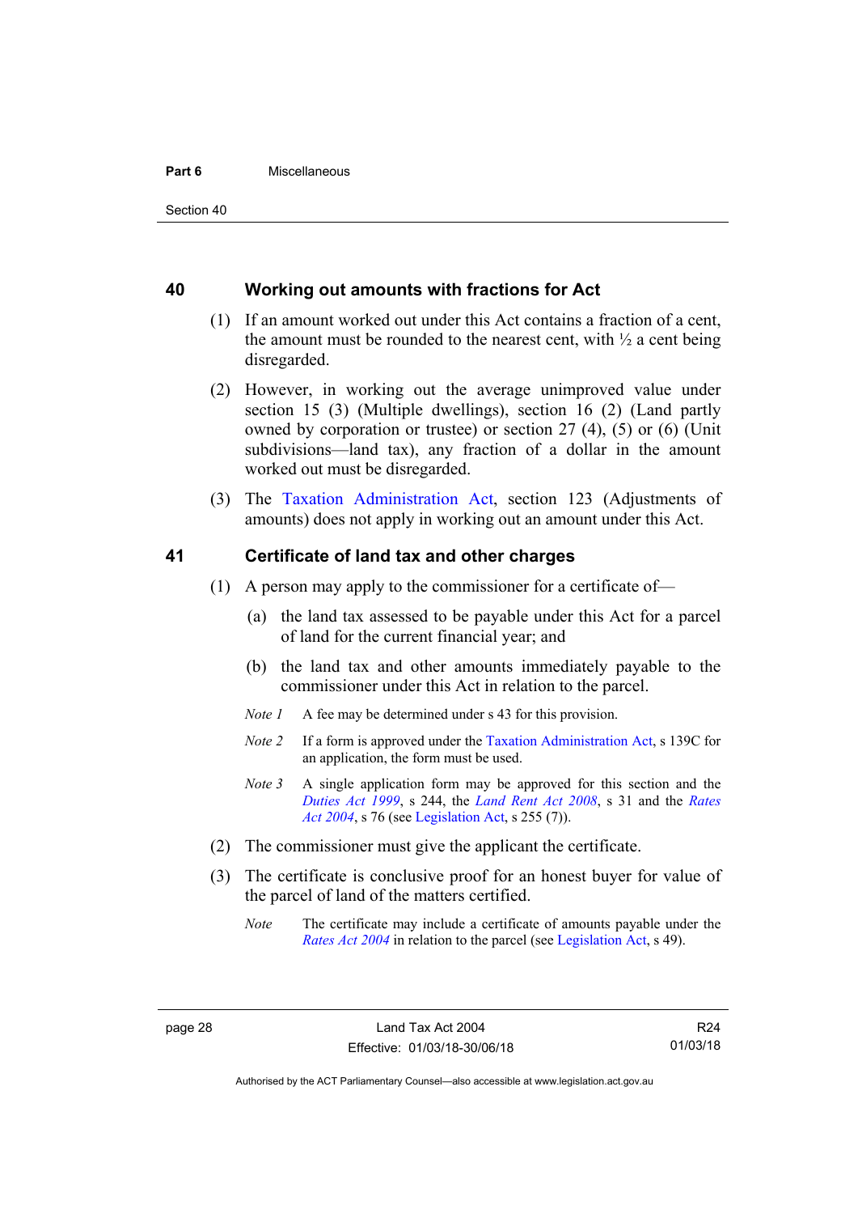## 40 Working out amounts with fractions for Act

(1) If an amount worked out under this Act contains a fraction of a cent, the amount must be rounded to the nearest cent, with ½ a cent being disregarded.

(2) However, in working out the average unimproved value under section 15 (3) (Multiple dwellings), section 16 (2) (Land partly owned by corporation or trustee) or section 27 (4), (5) or (6) (Unit subdivisions—land tax), any fraction of a dollar in the amount worked out must be disregarded.

(3) The Taxation Administration Act, section 123 (Adjustments of amounts) does not apply in working out an amount under this Act.

## 41 Certificate of land tax and other charges

(1) A person may apply to the commissioner for a certificate of—

(a) the land tax assessed to be payable under this Act for a parcel of land for the current financial year; and

(b) the land tax and other amounts immediately payable to the commissioner under this Act in relation to the parcel.

*Note 1* A fee may be determined under s 43 for this provision.

*Note 2* If a form is approved under the Taxation Administration Act, s 139C for an application, the form must be used.

*Note 3* A single application form may be approved for this section and the *Duties Act 1999*, s 244, the *Land Rent Act 2008*, s 31 and the *Rates Act 2004*, s 76 (see Legislation Act, s 255 (7)).

(2) The commissioner must give the applicant the certificate.

(3) The certificate is conclusive proof for an honest buyer for value of the parcel of land of the matters certified.

*Note* The certificate may include a certificate of amounts payable under the *Rates Act 2004* in relation to the parcel (see Legislation Act, s 49).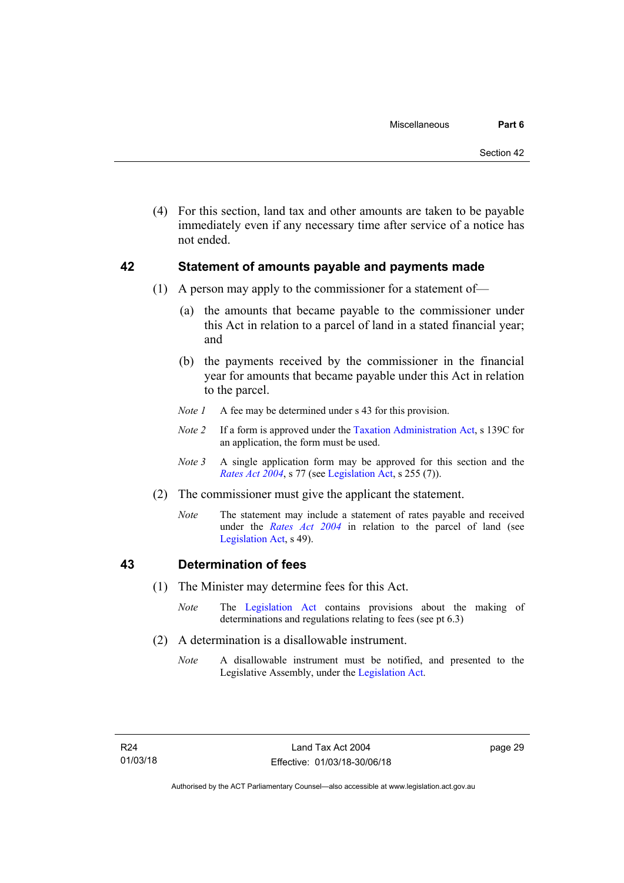(4) For this section, land tax and other amounts are taken to be payable immediately even if any necessary time after service of a notice has not ended.

## 42 Statement of amounts payable and payments made

(1) A person may apply to the commissioner for a statement of—

(a) the amounts that became payable to the commissioner under this Act in relation to a parcel of land in a stated financial year; and

(b) the payments received by the commissioner in the financial year for amounts that became payable under this Act in relation to the parcel.

*Note 1* A fee may be determined under s 43 for this provision.

*Note 2* If a form is approved under the Taxation Administration Act, s 139C for an application, the form must be used.

*Note 3* A single application form may be approved for this section and the *Rates Act 2004*, s 77 (see Legislation Act, s 255 (7)).

(2) The commissioner must give the applicant the statement.

*Note* The statement may include a statement of rates payable and received under the *Rates Act 2004* in relation to the parcel of land (see Legislation Act, s 49).

## 43 Determination of fees

(1) The Minister may determine fees for this Act.

*Note* The Legislation Act contains provisions about the making of determinations and regulations relating to fees (see pt 6.3)

(2) A determination is a disallowable instrument.

*Note* A disallowable instrument must be notified, and presented to the Legislative Assembly, under the Legislation Act.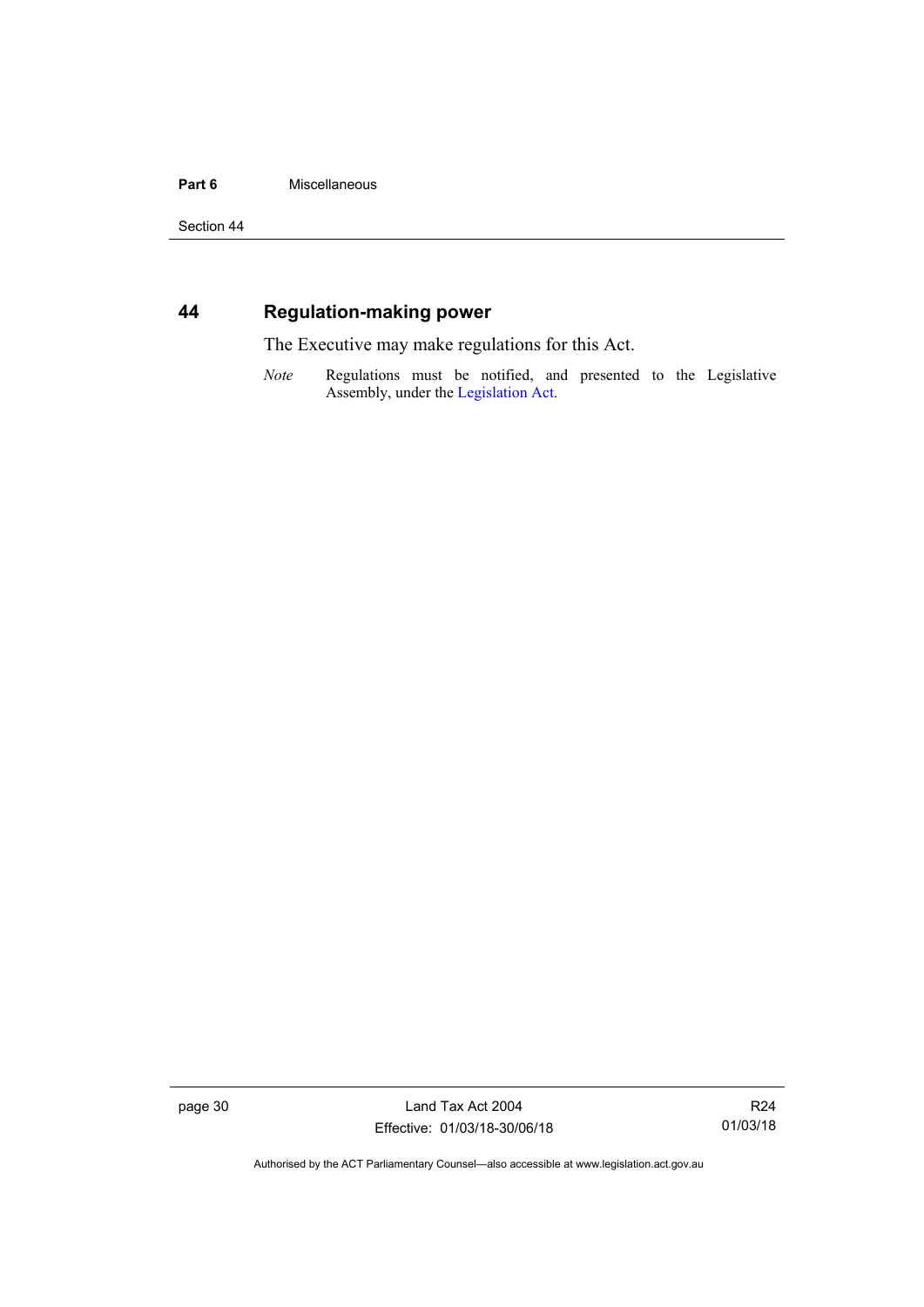## 44 Regulation-making power

The Executive may make regulations for this Act.

*Note* Regulations must be notified, and presented to the Legislative Assembly, under the Legislation Act.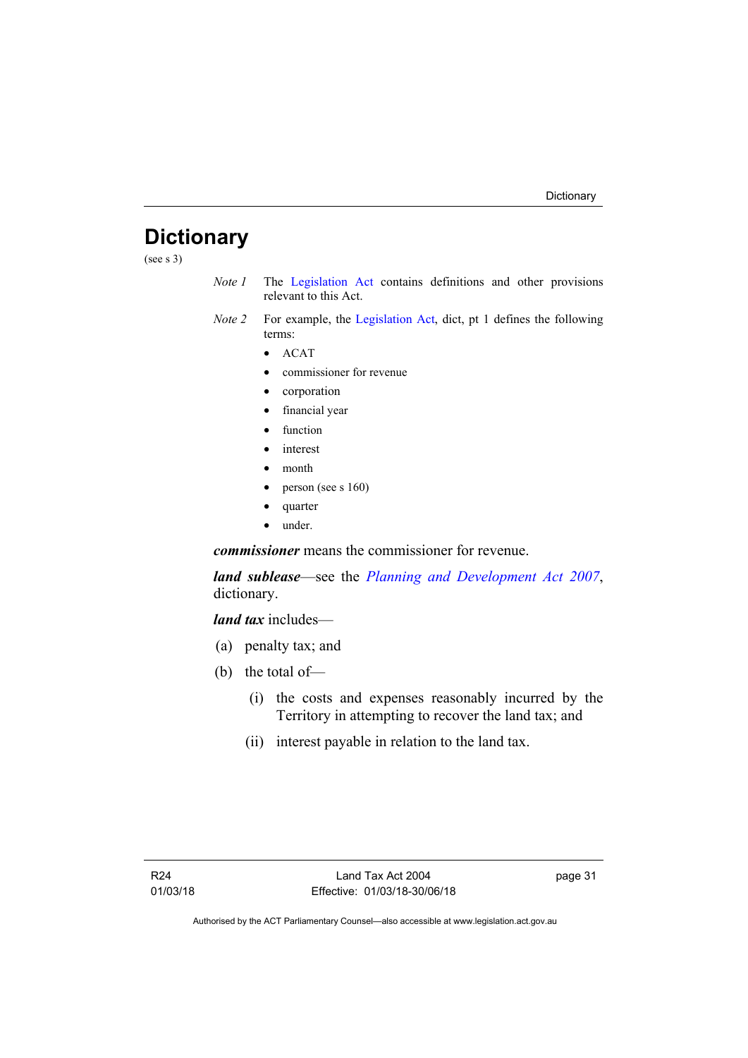# Dictionary

(see s 3)

*Note 1* The Legislation Act contains definitions and other provisions relevant to this Act.

*Note 2* For example, the Legislation Act, dict, pt 1 defines the following terms:

- ACAT
- commissioner for revenue
- corporation
- financial year
- function
- interest
- month
- person (see s 160)
- quarter
- under.

***commissioner*** means the commissioner for revenue.

***land sublease***—see the *Planning and Development Act 2007*, dictionary.

***land tax*** includes—

(a) penalty tax; and

(b) the total of—

(i) the costs and expenses reasonably incurred by the Territory in attempting to recover the land tax; and

(ii) interest payable in relation to the land tax.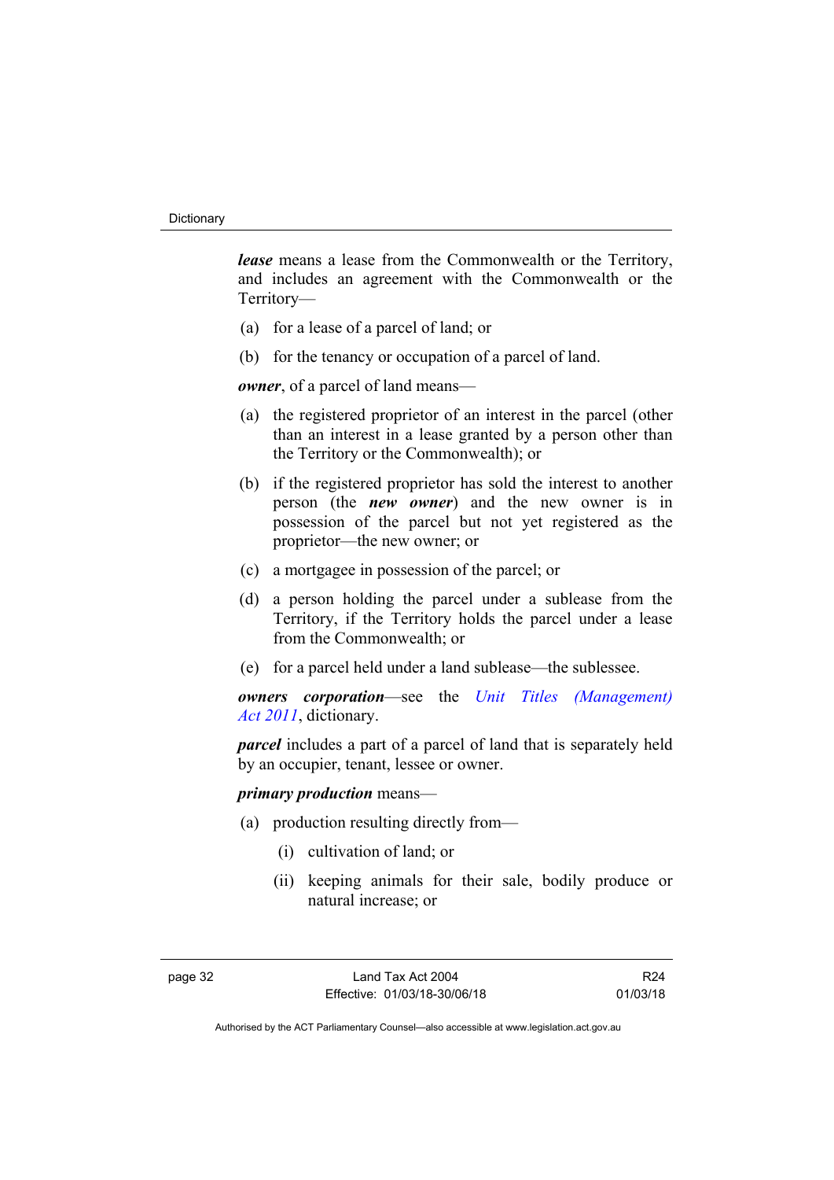***lease*** means a lease from the Commonwealth or the Territory, and includes an agreement with the Commonwealth or the Territory—

(a) for a lease of a parcel of land; or

(b) for the tenancy or occupation of a parcel of land.

***owner***, of a parcel of land means—

(a) the registered proprietor of an interest in the parcel (other than an interest in a lease granted by a person other than the Territory or the Commonwealth); or

(b) if the registered proprietor has sold the interest to another person (the ***new owner***) and the new owner is in possession of the parcel but not yet registered as the proprietor—the new owner; or

(c) a mortgagee in possession of the parcel; or

(d) a person holding the parcel under a sublease from the Territory, if the Territory holds the parcel under a lease from the Commonwealth; or

(e) for a parcel held under a land sublease—the sublessee.

***owners corporation***—see the *Unit Titles (Management) Act 2011*, dictionary.

***parcel*** includes a part of a parcel of land that is separately held by an occupier, tenant, lessee or owner.

***primary production*** means—

(a) production resulting directly from—

  (i) cultivation of land; or

  (ii) keeping animals for their sale, bodily produce or natural increase; or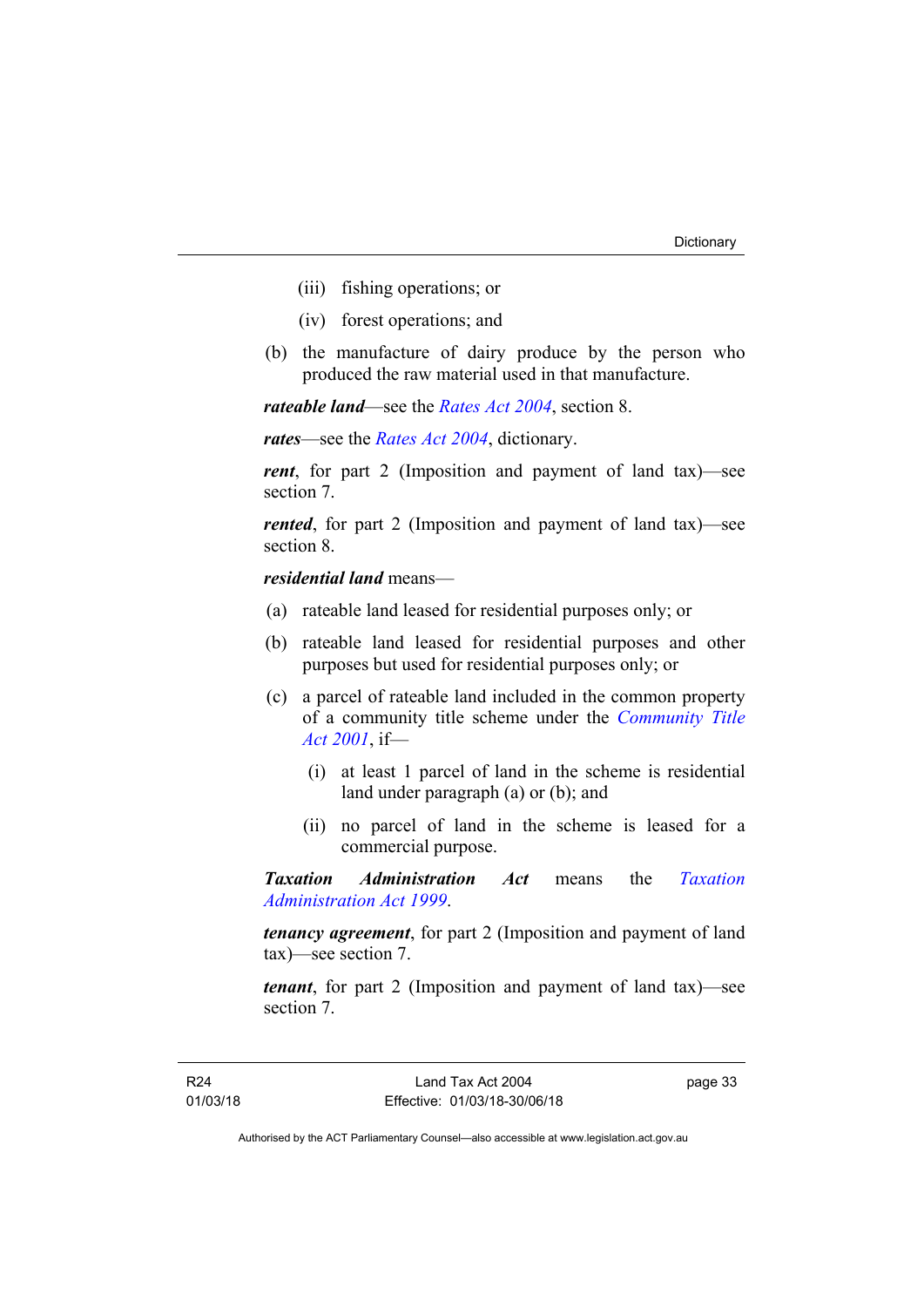(iii) fishing operations; or

(iv) forest operations; and

(b) the manufacture of dairy produce by the person who produced the raw material used in that manufacture.

***rateable land***—see the *Rates Act 2004*, section 8.

***rates***—see the *Rates Act 2004*, dictionary.

***rent***, for part 2 (Imposition and payment of land tax)—see section 7.

***rented***, for part 2 (Imposition and payment of land tax)—see section 8.

***residential land*** means—

(a) rateable land leased for residential purposes only; or

(b) rateable land leased for residential purposes and other purposes but used for residential purposes only; or

(c) a parcel of rateable land included in the common property of a community title scheme under the *Community Title Act 2001*, if—

(i) at least 1 parcel of land in the scheme is residential land under paragraph (a) or (b); and

(ii) no parcel of land in the scheme is leased for a commercial purpose.

***Taxation Administration Act*** means the *Taxation Administration Act 1999*.

***tenancy agreement***, for part 2 (Imposition and payment of land tax)—see section 7.

***tenant***, for part 2 (Imposition and payment of land tax)—see section 7.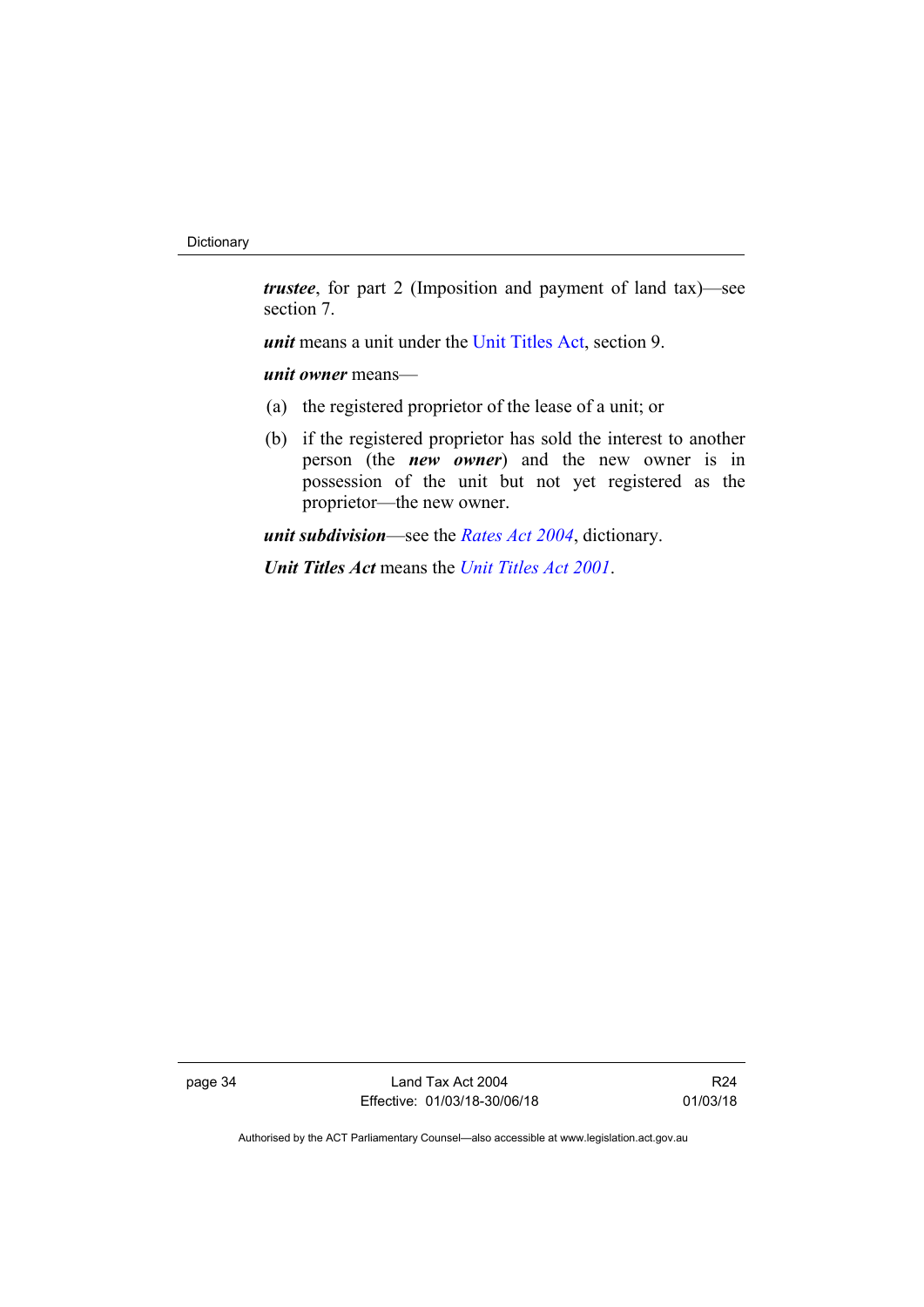***trustee***, for part 2 (Imposition and payment of land tax)—see section 7.

***unit*** means a unit under the Unit Titles Act, section 9.

***unit owner*** means—

(a) the registered proprietor of the lease of a unit; or

(b) if the registered proprietor has sold the interest to another person (the ***new owner***) and the new owner is in possession of the unit but not yet registered as the proprietor—the new owner.

***unit subdivision***—see the *Rates Act 2004*, dictionary.

***Unit Titles Act*** means the *Unit Titles Act 2001*.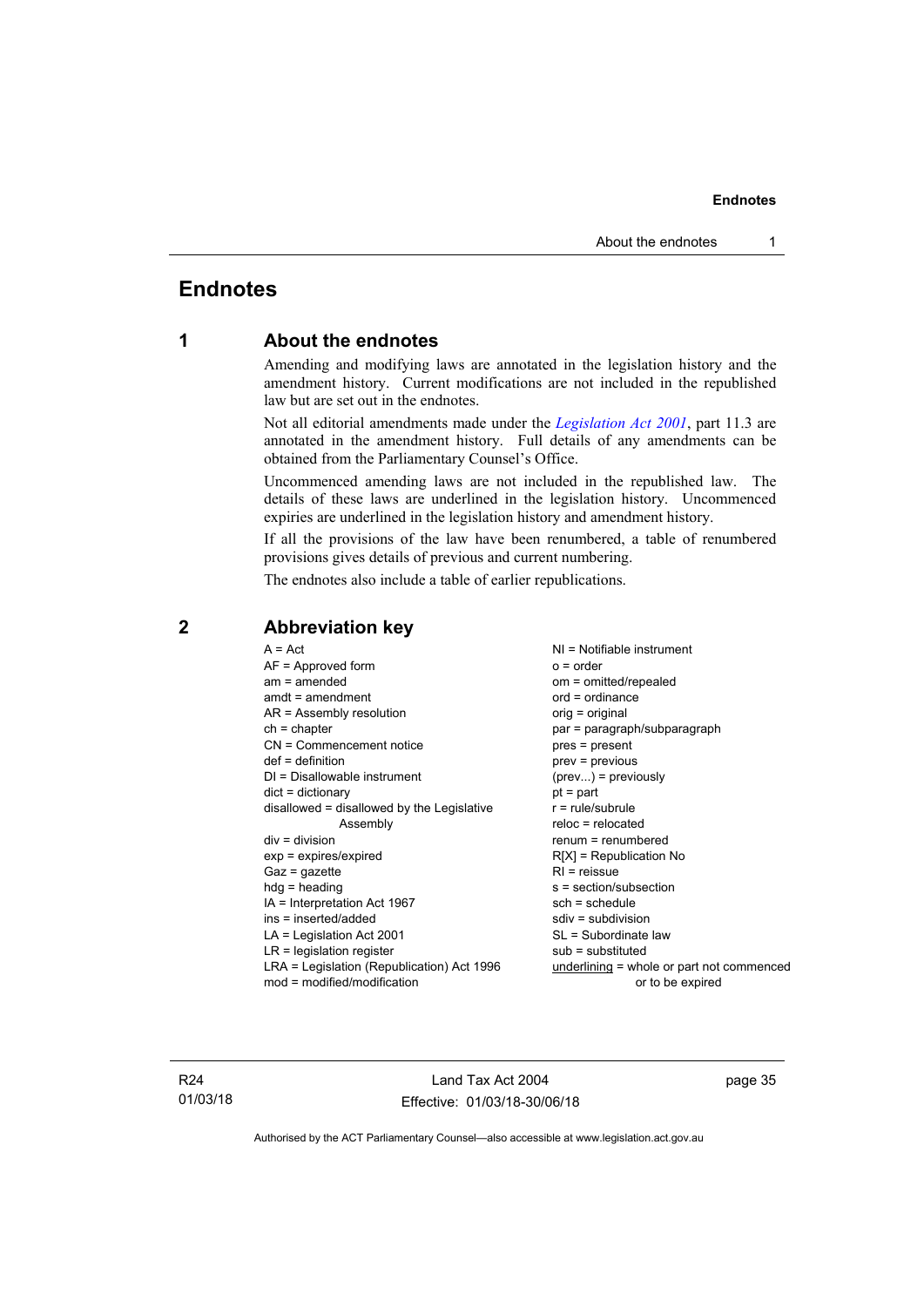# Endnotes

## 1 About the endnotes

Amending and modifying laws are annotated in the legislation history and the amendment history. Current modifications are not included in the republished law but are set out in the endnotes.

Not all editorial amendments made under the *Legislation Act 2001*, part 11.3 are annotated in the amendment history. Full details of any amendments can be obtained from the Parliamentary Counsel's Office.

Uncommenced amending laws are not included in the republished law. The details of these laws are underlined in the legislation history. Uncommenced expiries are underlined in the legislation history and amendment history.

If all the provisions of the law have been renumbered, a table of renumbered provisions gives details of previous and current numbering.

The endnotes also include a table of earlier republications.

## 2 Abbreviation key

A = Act
AF = Approved form
am = amended
amdt = amendment
AR = Assembly resolution
ch = chapter
CN = Commencement notice
def = definition
DI = Disallowable instrument
dict = dictionary
disallowed = disallowed by the Legislative Assembly
div = division
exp = expires/expired
Gaz = gazette
hdg = heading
IA = Interpretation Act 1967
ins = inserted/added
LA = Legislation Act 2001
LR = legislation register
LRA = Legislation (Republication) Act 1996
mod = modified/modification
NI = Notifiable instrument
o = order
om = omitted/repealed
ord = ordinance
orig = original
par = paragraph/subparagraph
pres = present
prev = previous
(prev...) = previously
pt = part
r = rule/subrule
reloc = relocated
renum = renumbered
R[X] = Republication No
RI = reissue
s = section/subsection
sch = schedule
sdiv = subdivision
SL = Subordinate law
sub = substituted
underlining = whole or part not commenced or to be expired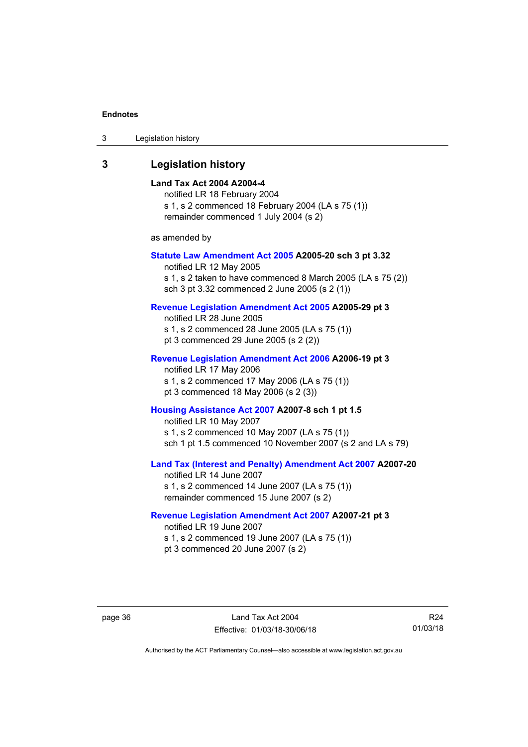## 3 Legislation history

**Land Tax Act 2004 A2004-4**
notified LR 18 February 2004
s 1, s 2 commenced 18 February 2004 (LA s 75 (1))
remainder commenced 1 July 2004 (s 2)

as amended by

**Statute Law Amendment Act 2005 A2005-20 sch 3 pt 3.32**
notified LR 12 May 2005
s 1, s 2 taken to have commenced 8 March 2005 (LA s 75 (2))
sch 3 pt 3.32 commenced 2 June 2005 (s 2 (1))

**Revenue Legislation Amendment Act 2005 A2005-29 pt 3**
notified LR 28 June 2005
s 1, s 2 commenced 28 June 2005 (LA s 75 (1))
pt 3 commenced 29 June 2005 (s 2 (2))

**Revenue Legislation Amendment Act 2006 A2006-19 pt 3**
notified LR 17 May 2006
s 1, s 2 commenced 17 May 2006 (LA s 75 (1))
pt 3 commenced 18 May 2006 (s 2 (3))

**Housing Assistance Act 2007 A2007-8 sch 1 pt 1.5**
notified LR 10 May 2007
s 1, s 2 commenced 10 May 2007 (LA s 75 (1))
sch 1 pt 1.5 commenced 10 November 2007 (s 2 and LA s 79)

**Land Tax (Interest and Penalty) Amendment Act 2007 A2007-20**
notified LR 14 June 2007
s 1, s 2 commenced 14 June 2007 (LA s 75 (1))
remainder commenced 15 June 2007 (s 2)

**Revenue Legislation Amendment Act 2007 A2007-21 pt 3**
notified LR 19 June 2007
s 1, s 2 commenced 19 June 2007 (LA s 75 (1))
pt 3 commenced 20 June 2007 (s 2)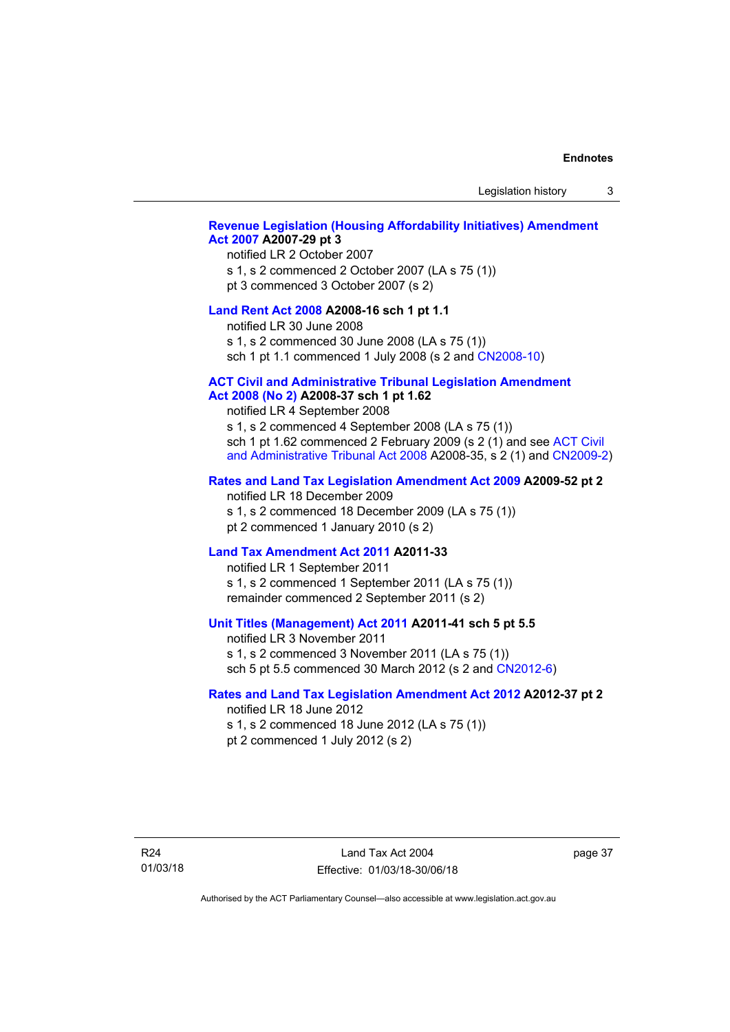**Revenue Legislation (Housing Affordability Initiatives) Amendment Act 2007 A2007-29 pt 3**

notified LR 2 October 2007

s 1, s 2 commenced 2 October 2007 (LA s 75 (1))

pt 3 commenced 3 October 2007 (s 2)

**Land Rent Act 2008 A2008-16 sch 1 pt 1.1**

notified LR 30 June 2008

s 1, s 2 commenced 30 June 2008 (LA s 75 (1))

sch 1 pt 1.1 commenced 1 July 2008 (s 2 and CN2008-10)

**ACT Civil and Administrative Tribunal Legislation Amendment Act 2008 (No 2) A2008-37 sch 1 pt 1.62**

notified LR 4 September 2008

s 1, s 2 commenced 4 September 2008 (LA s 75 (1))

sch 1 pt 1.62 commenced 2 February 2009 (s 2 (1) and see ACT Civil and Administrative Tribunal Act 2008 A2008-35, s 2 (1) and CN2009-2)

**Rates and Land Tax Legislation Amendment Act 2009 A2009-52 pt 2**

notified LR 18 December 2009

s 1, s 2 commenced 18 December 2009 (LA s 75 (1))

pt 2 commenced 1 January 2010 (s 2)

**Land Tax Amendment Act 2011 A2011-33**

notified LR 1 September 2011

s 1, s 2 commenced 1 September 2011 (LA s 75 (1))

remainder commenced 2 September 2011 (s 2)

**Unit Titles (Management) Act 2011 A2011-41 sch 5 pt 5.5**

notified LR 3 November 2011

s 1, s 2 commenced 3 November 2011 (LA s 75 (1))

sch 5 pt 5.5 commenced 30 March 2012 (s 2 and CN2012-6)

**Rates and Land Tax Legislation Amendment Act 2012 A2012-37 pt 2**

notified LR 18 June 2012

s 1, s 2 commenced 18 June 2012 (LA s 75 (1))

pt 2 commenced 1 July 2012 (s 2)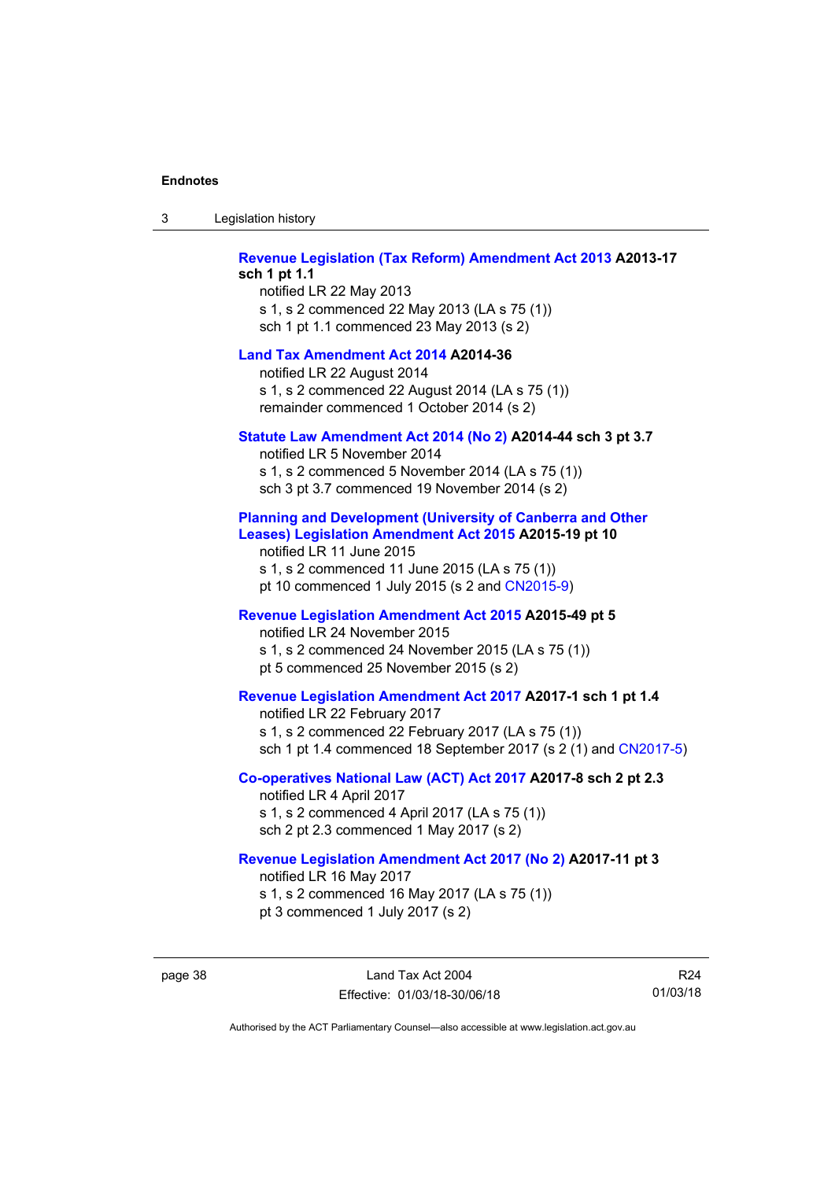**Revenue Legislation (Tax Reform) Amendment Act 2013 A2013-17 sch 1 pt 1.1**

notified LR 22 May 2013
s 1, s 2 commenced 22 May 2013 (LA s 75 (1))
sch 1 pt 1.1 commenced 23 May 2013 (s 2)

**Land Tax Amendment Act 2014 A2014-36**

notified LR 22 August 2014
s 1, s 2 commenced 22 August 2014 (LA s 75 (1))
remainder commenced 1 October 2014 (s 2)

**Statute Law Amendment Act 2014 (No 2) A2014-44 sch 3 pt 3.7**

notified LR 5 November 2014
s 1, s 2 commenced 5 November 2014 (LA s 75 (1))
sch 3 pt 3.7 commenced 19 November 2014 (s 2)

**Planning and Development (University of Canberra and Other Leases) Legislation Amendment Act 2015 A2015-19 pt 10**

notified LR 11 June 2015
s 1, s 2 commenced 11 June 2015 (LA s 75 (1))
pt 10 commenced 1 July 2015 (s 2 and CN2015-9)

**Revenue Legislation Amendment Act 2015 A2015-49 pt 5**

notified LR 24 November 2015
s 1, s 2 commenced 24 November 2015 (LA s 75 (1))
pt 5 commenced 25 November 2015 (s 2)

**Revenue Legislation Amendment Act 2017 A2017-1 sch 1 pt 1.4**

notified LR 22 February 2017
s 1, s 2 commenced 22 February 2017 (LA s 75 (1))
sch 1 pt 1.4 commenced 18 September 2017 (s 2 (1) and CN2017-5)

**Co-operatives National Law (ACT) Act 2017 A2017-8 sch 2 pt 2.3**

notified LR 4 April 2017
s 1, s 2 commenced 4 April 2017 (LA s 75 (1))
sch 2 pt 2.3 commenced 1 May 2017 (s 2)

**Revenue Legislation Amendment Act 2017 (No 2) A2017-11 pt 3**

notified LR 16 May 2017
s 1, s 2 commenced 16 May 2017 (LA s 75 (1))
pt 3 commenced 1 July 2017 (s 2)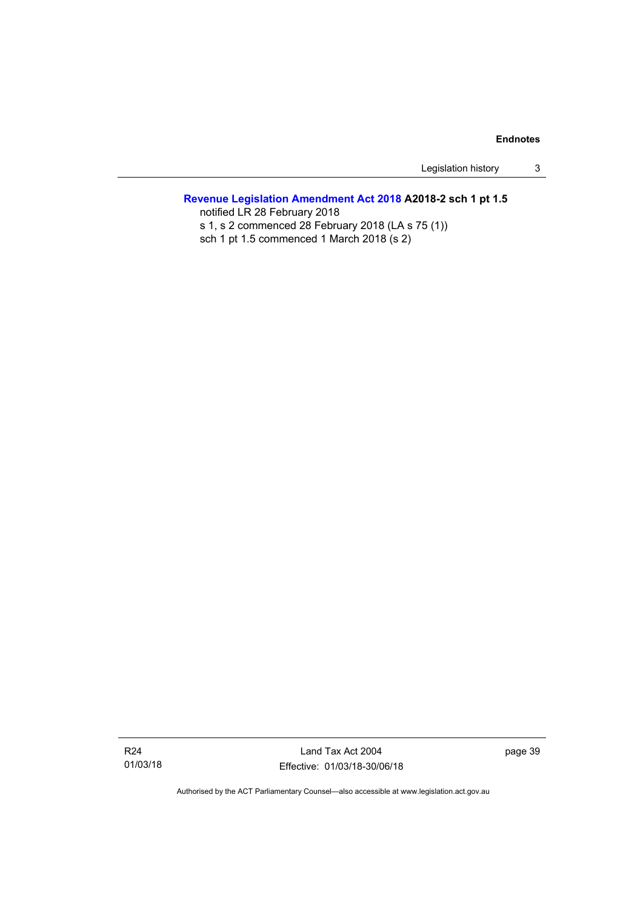**Revenue Legislation Amendment Act 2018 A2018-2 sch 1 pt 1.5**

notified LR 28 February 2018

s 1, s 2 commenced 28 February 2018 (LA s 75 (1))

sch 1 pt 1.5 commenced 1 March 2018 (s 2)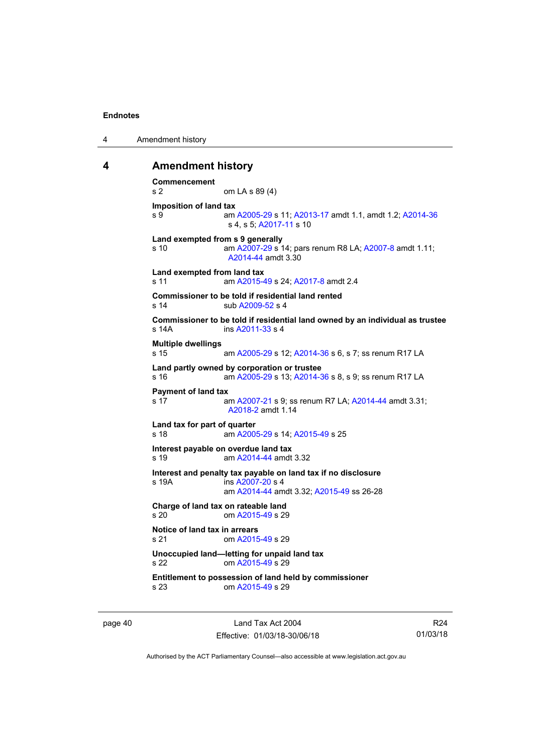# 4 Amendment history

**Commencement**
s 2 om LA s 89 (4)

**Imposition of land tax**
s 9 am A2005-29 s 11; A2013-17 amdt 1.1, amdt 1.2; A2014-36 s 4, s 5; A2017-11 s 10

**Land exempted from s 9 generally**
s 10 am A2007-29 s 14; pars renum R8 LA; A2007-8 amdt 1.11; A2014-44 amdt 3.30

**Land exempted from land tax**
s 11 am A2015-49 s 24; A2017-8 amdt 2.4

**Commissioner to be told if residential land rented**
s 14 sub A2009-52 s 4

**Commissioner to be told if residential land owned by an individual as trustee**
s 14A ins A2011-33 s 4

**Multiple dwellings**
s 15 am A2005-29 s 12; A2014-36 s 6, s 7; ss renum R17 LA

**Land partly owned by corporation or trustee**
s 16 am A2005-29 s 13; A2014-36 s 8, s 9; ss renum R17 LA

**Payment of land tax**
s 17 am A2007-21 s 9; ss renum R7 LA; A2014-44 amdt 3.31; A2018-2 amdt 1.14

**Land tax for part of quarter**
s 18 am A2005-29 s 14; A2015-49 s 25

**Interest payable on overdue land tax**
s 19 am A2014-44 amdt 3.32

**Interest and penalty tax payable on land tax if no disclosure**
s 19A ins A2007-20 s 4
am A2014-44 amdt 3.32; A2015-49 ss 26-28

**Charge of land tax on rateable land**
s 20 om A2015-49 s 29

**Notice of land tax in arrears**
s 21 om A2015-49 s 29

**Unoccupied land—letting for unpaid land tax**
s 22 om A2015-49 s 29

**Entitlement to possession of land held by commissioner**
s 23 om A2015-49 s 29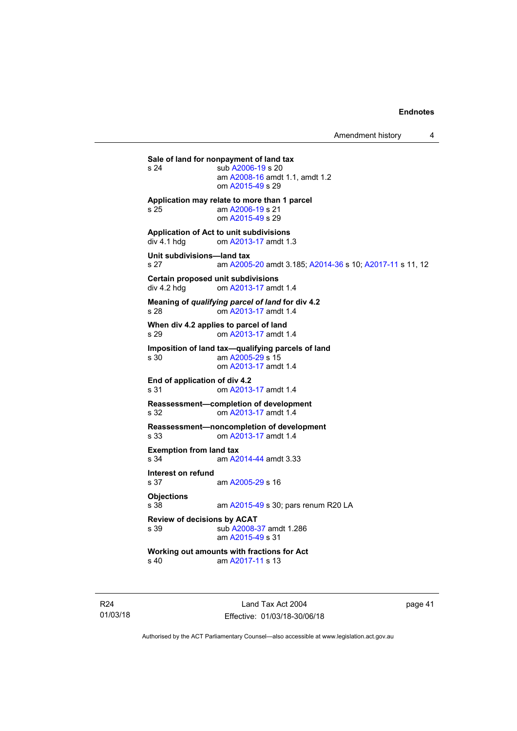**Sale of land for nonpayment of land tax**

s 24 sub A2006-19 s 20
am A2008-16 amdt 1.1, amdt 1.2
om A2015-49 s 29

**Application may relate to more than 1 parcel**

s 25 am A2006-19 s 21
om A2015-49 s 29

**Application of Act to unit subdivisions**

div 4.1 hdg om A2013-17 amdt 1.3

**Unit subdivisions—land tax**

s 27 am A2005-20 amdt 3.185; A2014-36 s 10; A2017-11 s 11, 12

**Certain proposed unit subdivisions**

div 4.2 hdg om A2013-17 amdt 1.4

**Meaning of *qualifying parcel of land* for div 4.2**

s 28 om A2013-17 amdt 1.4

**When div 4.2 applies to parcel of land**

s 29 om A2013-17 amdt 1.4

**Imposition of land tax—qualifying parcels of land**

s 30 am A2005-29 s 15
om A2013-17 amdt 1.4

**End of application of div 4.2**

s 31 om A2013-17 amdt 1.4

**Reassessment—completion of development**

s 32 om A2013-17 amdt 1.4

**Reassessment—noncompletion of development**

s 33 om A2013-17 amdt 1.4

**Exemption from land tax**

s 34 am A2014-44 amdt 3.33

**Interest on refund**

s 37 am A2005-29 s 16

**Objections**

s 38 am A2015-49 s 30; pars renum R20 LA

**Review of decisions by ACAT**

s 39 sub A2008-37 amdt 1.286
am A2015-49 s 31

**Working out amounts with fractions for Act**

s 40 am A2017-11 s 13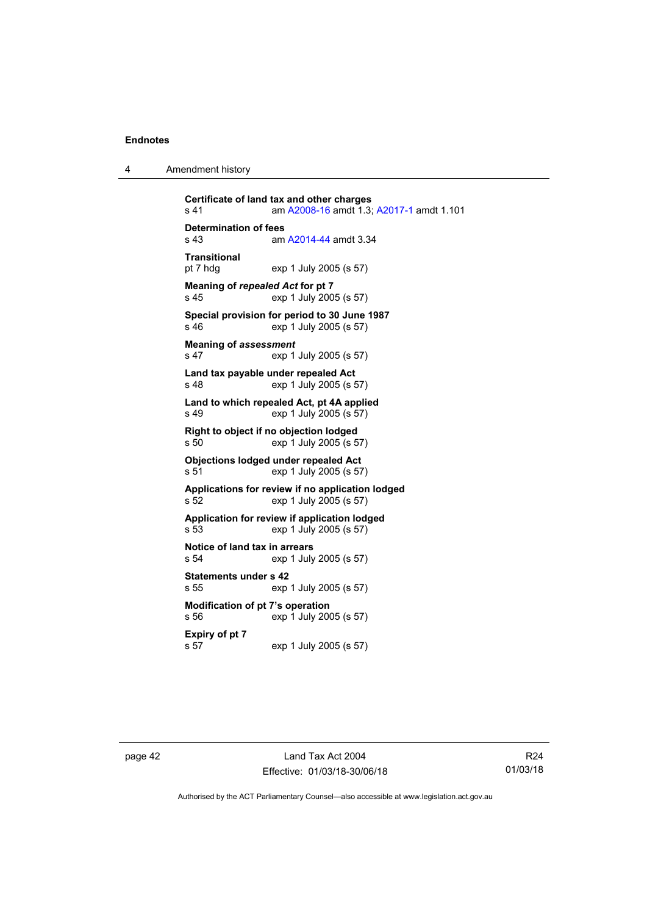**Certificate of land tax and other charges**
s 41 am A2008-16 amdt 1.3; A2017-1 amdt 1.101

**Determination of fees**
s 43 am A2014-44 amdt 3.34

**Transitional**
pt 7 hdg exp 1 July 2005 (s 57)

**Meaning of *repealed Act* for pt 7**
s 45 exp 1 July 2005 (s 57)

**Special provision for period to 30 June 1987**
s 46 exp 1 July 2005 (s 57)

**Meaning of *assessment***
s 47 exp 1 July 2005 (s 57)

**Land tax payable under repealed Act**
s 48 exp 1 July 2005 (s 57)

**Land to which repealed Act, pt 4A applied**
s 49 exp 1 July 2005 (s 57)

**Right to object if no objection lodged**
s 50 exp 1 July 2005 (s 57)

**Objections lodged under repealed Act**
s 51 exp 1 July 2005 (s 57)

**Applications for review if no application lodged**
s 52 exp 1 July 2005 (s 57)

**Application for review if application lodged**
s 53 exp 1 July 2005 (s 57)

**Notice of land tax in arrears**
s 54 exp 1 July 2005 (s 57)

**Statements under s 42**
s 55 exp 1 July 2005 (s 57)

**Modification of pt 7's operation**
s 56 exp 1 July 2005 (s 57)

**Expiry of pt 7**
s 57 exp 1 July 2005 (s 57)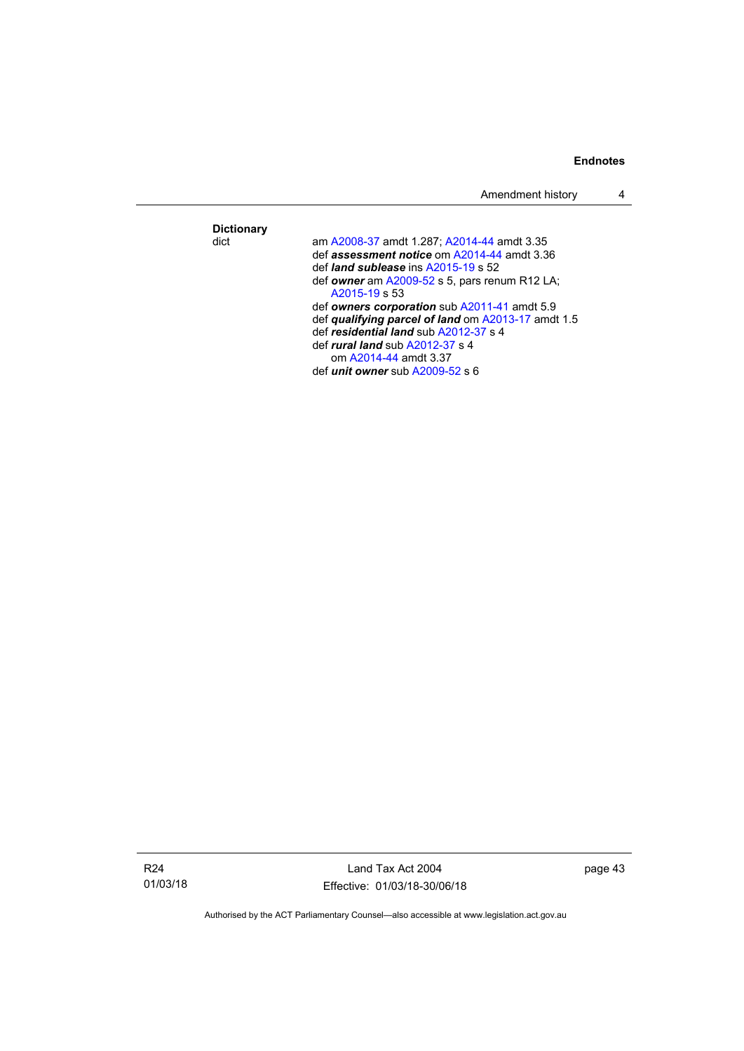**Dictionary**

dict — am A2008-37 amdt 1.287; A2014-44 amdt 3.35

def ***assessment notice*** om A2014-44 amdt 3.36

def ***land sublease*** ins A2015-19 s 52

def ***owner*** am A2009-52 s 5, pars renum R12 LA; A2015-19 s 53

def ***owners corporation*** sub A2011-41 amdt 5.9

def ***qualifying parcel of land*** om A2013-17 amdt 1.5

def ***residential land*** sub A2012-37 s 4

def ***rural land*** sub A2012-37 s 4
om A2014-44 amdt 3.37

def ***unit owner*** sub A2009-52 s 6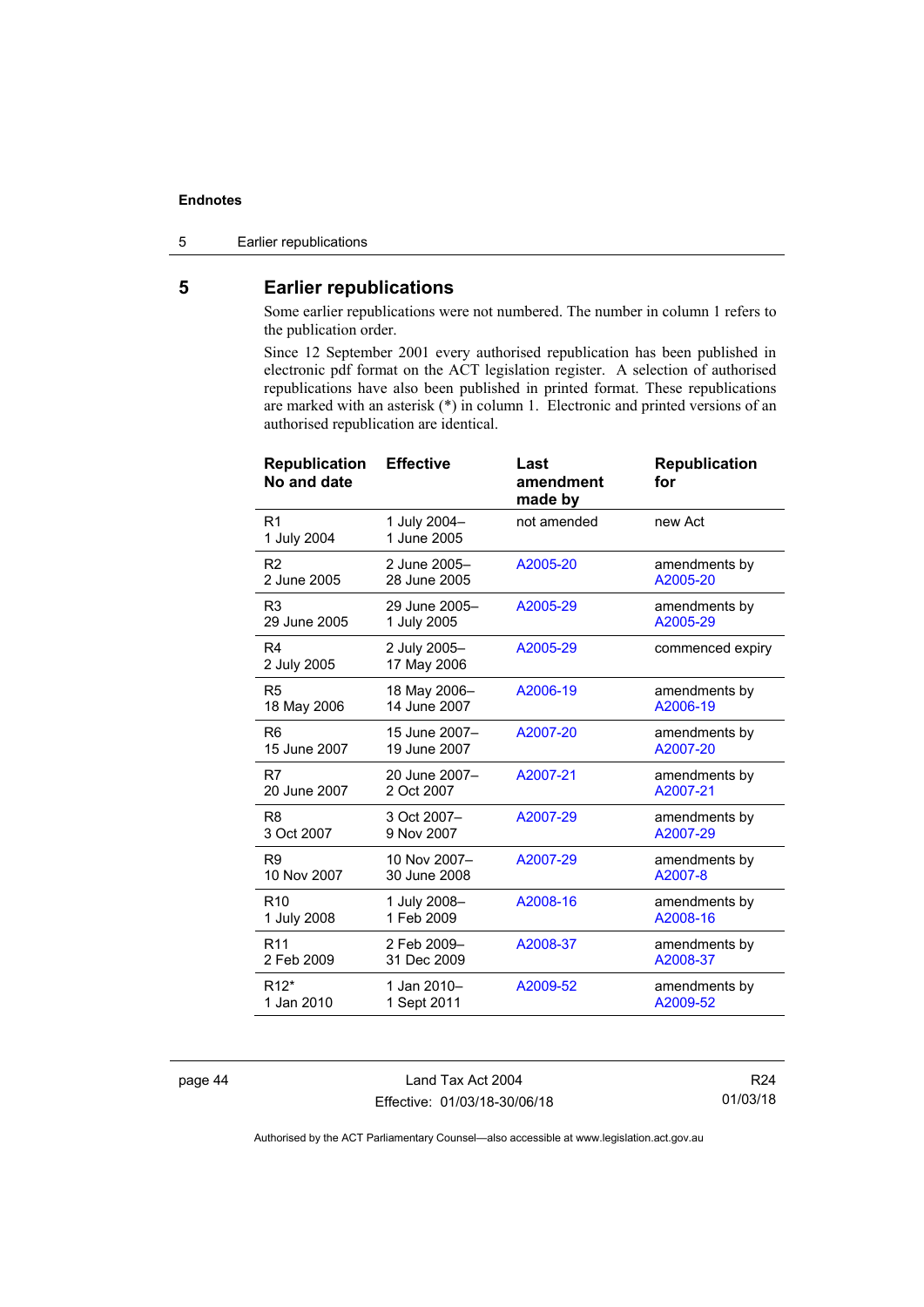# 5 Earlier republications

Some earlier republications were not numbered. The number in column 1 refers to the publication order.

Since 12 September 2001 every authorised republication has been published in electronic pdf format on the ACT legislation register. A selection of authorised republications have also been published in printed format. These republications are marked with an asterisk (*) in column 1. Electronic and printed versions of an authorised republication are identical.

| Republication No and date | Effective | Last amendment made by | Republication for |
|---|---|---|---|
| R1<br>1 July 2004 | 1 July 2004–<br>1 June 2005 | not amended | new Act |
| R2<br>2 June 2005 | 2 June 2005–<br>28 June 2005 | A2005-20 | amendments by A2005-20 |
| R3<br>29 June 2005 | 29 June 2005–<br>1 July 2005 | A2005-29 | amendments by A2005-29 |
| R4<br>2 July 2005 | 2 July 2005–<br>17 May 2006 | A2005-29 | commenced expiry |
| R5<br>18 May 2006 | 18 May 2006–<br>14 June 2007 | A2006-19 | amendments by A2006-19 |
| R6<br>15 June 2007 | 15 June 2007–<br>19 June 2007 | A2007-20 | amendments by A2007-20 |
| R7<br>20 June 2007 | 20 June 2007–<br>2 Oct 2007 | A2007-21 | amendments by A2007-21 |
| R8<br>3 Oct 2007 | 3 Oct 2007–<br>9 Nov 2007 | A2007-29 | amendments by A2007-29 |
| R9<br>10 Nov 2007 | 10 Nov 2007–<br>30 June 2008 | A2007-29 | amendments by A2007-8 |
| R10<br>1 July 2008 | 1 July 2008–<br>1 Feb 2009 | A2008-16 | amendments by A2008-16 |
| R11<br>2 Feb 2009 | 2 Feb 2009–<br>31 Dec 2009 | A2008-37 | amendments by A2008-37 |
| R12*<br>1 Jan 2010 | 1 Jan 2010–<br>1 Sept 2011 | A2009-52 | amendments by A2009-52 |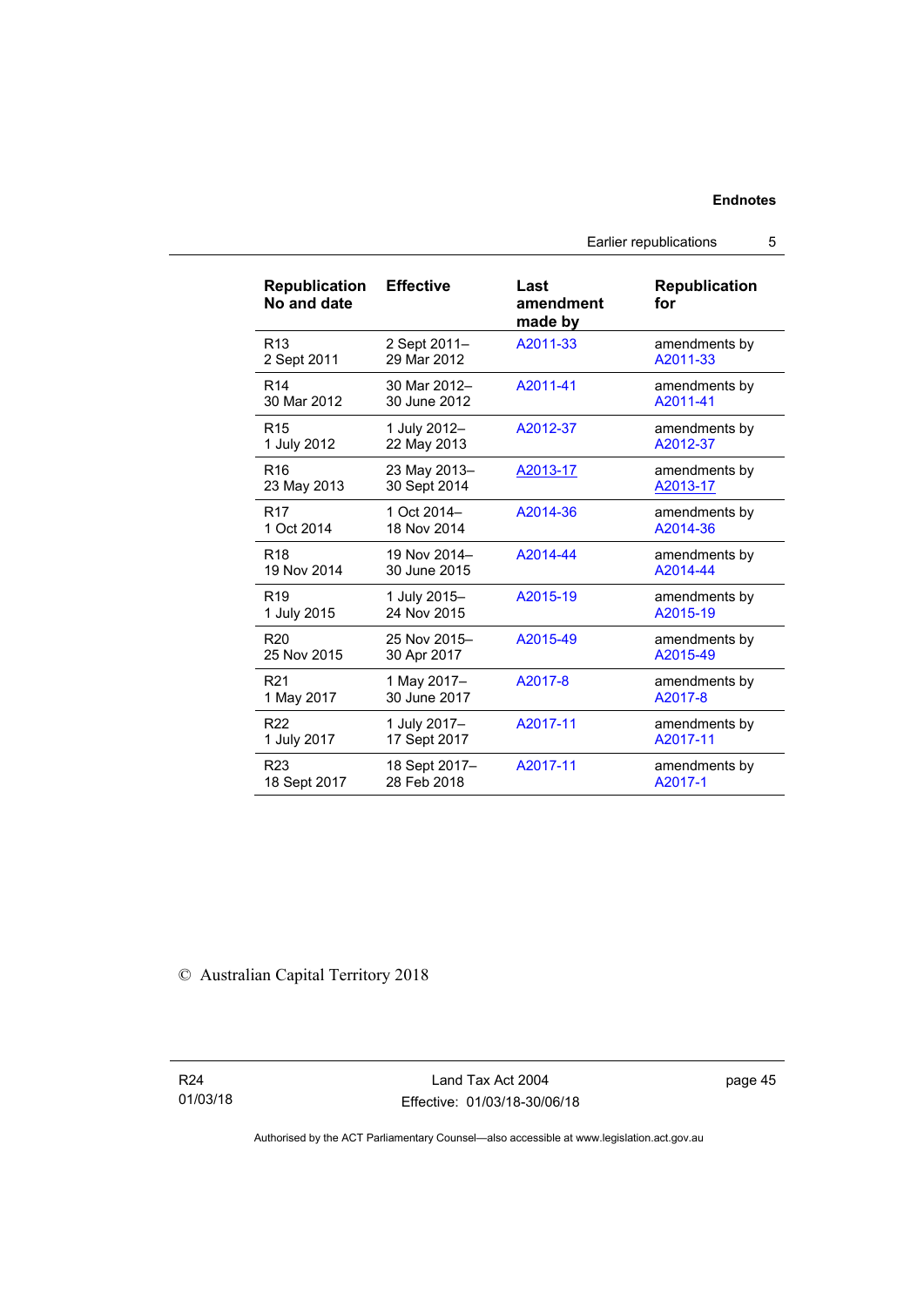| Republication No and date | Effective | Last amendment made by | Republication for |
|---|---|---|---|
| R13<br>2 Sept 2011 | 2 Sept 2011–<br>29 Mar 2012 | A2011-33 | amendments by A2011-33 |
| R14<br>30 Mar 2012 | 30 Mar 2012–<br>30 June 2012 | A2011-41 | amendments by A2011-41 |
| R15<br>1 July 2012 | 1 July 2012–<br>22 May 2013 | A2012-37 | amendments by A2012-37 |
| R16<br>23 May 2013 | 23 May 2013–<br>30 Sept 2014 | A2013-17 | amendments by A2013-17 |
| R17<br>1 Oct 2014 | 1 Oct 2014–<br>18 Nov 2014 | A2014-36 | amendments by A2014-36 |
| R18<br>19 Nov 2014 | 19 Nov 2014–<br>30 June 2015 | A2014-44 | amendments by A2014-44 |
| R19<br>1 July 2015 | 1 July 2015–<br>24 Nov 2015 | A2015-19 | amendments by A2015-19 |
| R20<br>25 Nov 2015 | 25 Nov 2015–<br>30 Apr 2017 | A2015-49 | amendments by A2015-49 |
| R21<br>1 May 2017 | 1 May 2017–<br>30 June 2017 | A2017-8 | amendments by A2017-8 |
| R22<br>1 July 2017 | 1 July 2017–<br>17 Sept 2017 | A2017-11 | amendments by A2017-11 |
| R23<br>18 Sept 2017 | 18 Sept 2017–<br>28 Feb 2018 | A2017-11 | amendments by A2017-1 |

© Australian Capital Territory 2018